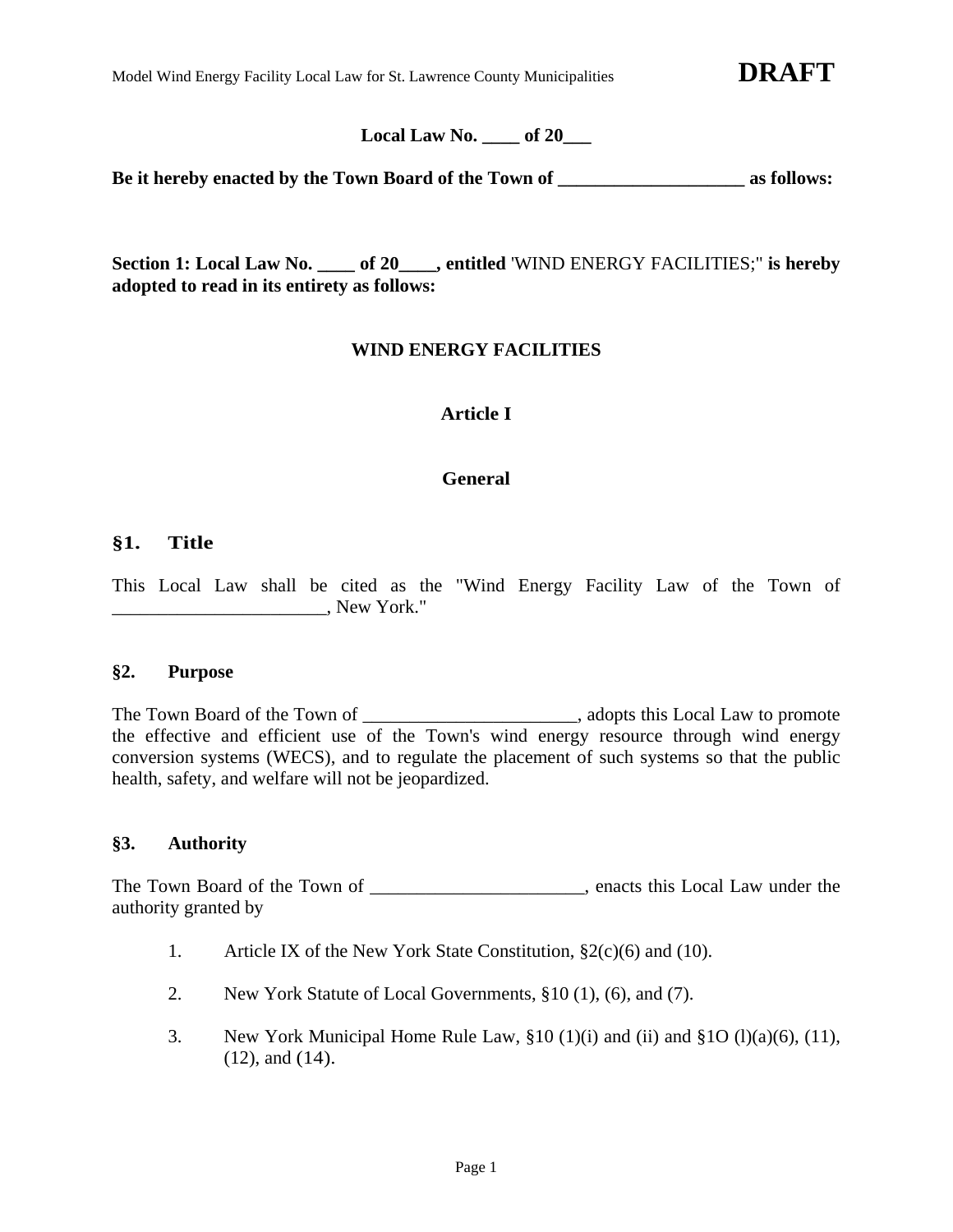**Local Law No. ____ of 20___**

**Be it hereby enacted by the Town Board of the Town of ____________________ as follows:**

**Section 1: Local Law No. ____ of 20____, entitled** 'WIND ENERGY FACILITIES;" **is hereby adopted to read in its entirety as follows:**

# WIND ENERGY FACILITIES

## Article I

## General

### §1. Title

This Local Law shall be cited as the "Wind Energy Facility Law of the Town of _______________________, New York."

### §2. Purpose

The Town Board of the Town of ______________________, adopts this Local Law to promote the effective and efficient use of the Town's wind energy resource through wind energy conversion systems (WECS), and to regulate the placement of such systems so that the public health, safety, and welfare will not be jeopardized.

### §3. Authority

The Town Board of the Town of ______________________, enacts this Local Law under the authority granted by

1. Article IX of the New York State Constitution, §2(c)(6) and (10).
2. New York Statute of Local Governments, §10 (1), (6), and (7).
3. New York Municipal Home Rule Law, §10 (1)(i) and (ii) and §1O (l)(a)(6), (11), (12), and (14).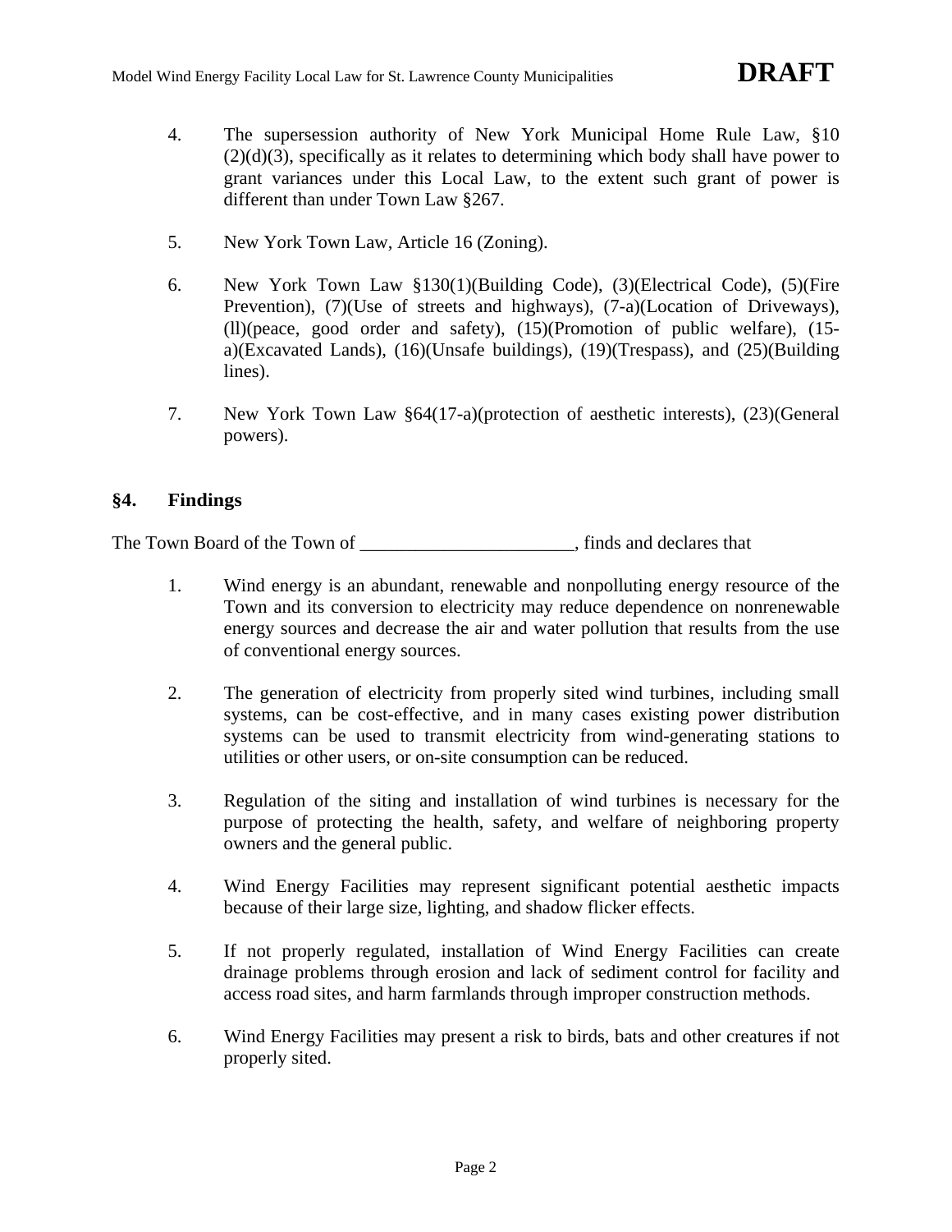4. The supersession authority of New York Municipal Home Rule Law, §10 (2)(d)(3), specifically as it relates to determining which body shall have power to grant variances under this Local Law, to the extent such grant of power is different than under Town Law §267.

5. New York Town Law, Article 16 (Zoning).

6. New York Town Law §130(1)(Building Code), (3)(Electrical Code), (5)(Fire Prevention), (7)(Use of streets and highways), (7-a)(Location of Driveways), (ll)(peace, good order and safety), (15)(Promotion of public welfare), (15-a)(Excavated Lands), (16)(Unsafe buildings), (19)(Trespass), and (25)(Building lines).

7. New York Town Law §64(17-a)(protection of aesthetic interests), (23)(General powers).

## §4. Findings

The Town Board of the Town of _______________________, finds and declares that

1. Wind energy is an abundant, renewable and nonpolluting energy resource of the Town and its conversion to electricity may reduce dependence on nonrenewable energy sources and decrease the air and water pollution that results from the use of conventional energy sources.

2. The generation of electricity from properly sited wind turbines, including small systems, can be cost-effective, and in many cases existing power distribution systems can be used to transmit electricity from wind-generating stations to utilities or other users, or on-site consumption can be reduced.

3. Regulation of the siting and installation of wind turbines is necessary for the purpose of protecting the health, safety, and welfare of neighboring property owners and the general public.

4. Wind Energy Facilities may represent significant potential aesthetic impacts because of their large size, lighting, and shadow flicker effects.

5. If not properly regulated, installation of Wind Energy Facilities can create drainage problems through erosion and lack of sediment control for facility and access road sites, and harm farmlands through improper construction methods.

6. Wind Energy Facilities may present a risk to birds, bats and other creatures if not properly sited.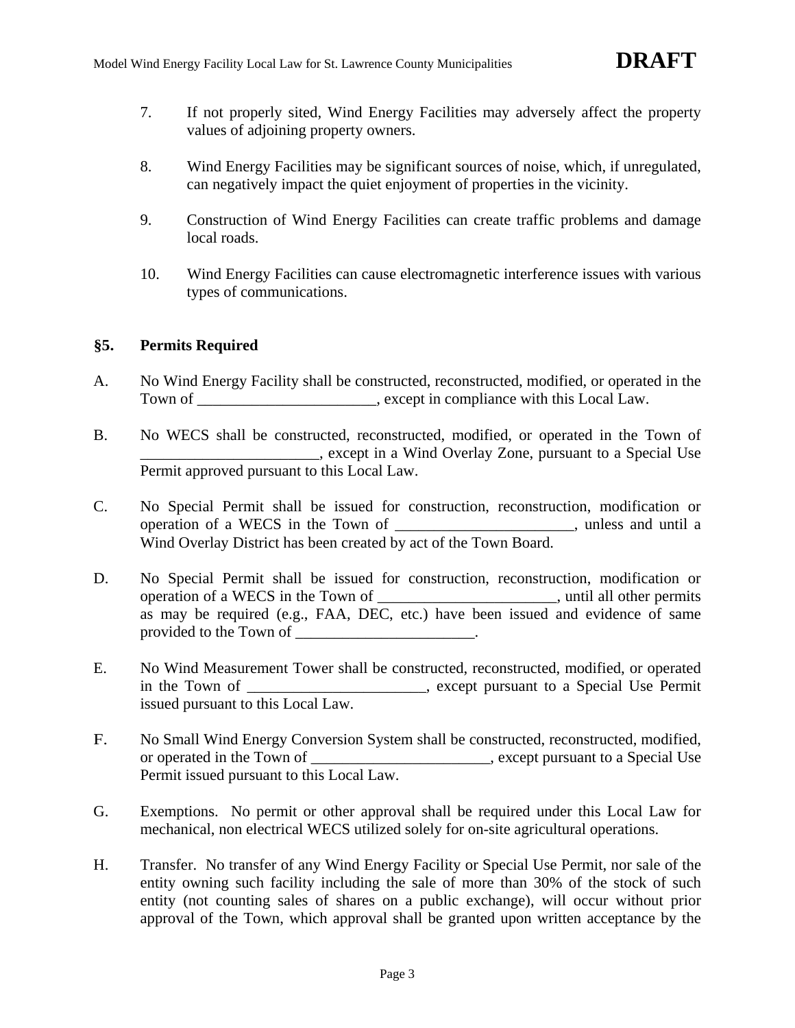7. If not properly sited, Wind Energy Facilities may adversely affect the property values of adjoining property owners.

8. Wind Energy Facilities may be significant sources of noise, which, if unregulated, can negatively impact the quiet enjoyment of properties in the vicinity.

9. Construction of Wind Energy Facilities can create traffic problems and damage local roads.

10. Wind Energy Facilities can cause electromagnetic interference issues with various types of communications.

## §5. Permits Required

A. No Wind Energy Facility shall be constructed, reconstructed, modified, or operated in the Town of _______________________, except in compliance with this Local Law.

B. No WECS shall be constructed, reconstructed, modified, or operated in the Town of _______________________, except in a Wind Overlay Zone, pursuant to a Special Use Permit approved pursuant to this Local Law.

C. No Special Permit shall be issued for construction, reconstruction, modification or operation of a WECS in the Town of _______________________, unless and until a Wind Overlay District has been created by act of the Town Board.

D. No Special Permit shall be issued for construction, reconstruction, modification or operation of a WECS in the Town of _______________________, until all other permits as may be required (e.g., FAA, DEC, etc.) have been issued and evidence of same provided to the Town of _______________________.

E. No Wind Measurement Tower shall be constructed, reconstructed, modified, or operated in the Town of _______________________, except pursuant to a Special Use Permit issued pursuant to this Local Law.

F. No Small Wind Energy Conversion System shall be constructed, reconstructed, modified, or operated in the Town of _______________________, except pursuant to a Special Use Permit issued pursuant to this Local Law.

G. Exemptions. No permit or other approval shall be required under this Local Law for mechanical, non electrical WECS utilized solely for on-site agricultural operations.

H. Transfer. No transfer of any Wind Energy Facility or Special Use Permit, nor sale of the entity owning such facility including the sale of more than 30% of the stock of such entity (not counting sales of shares on a public exchange), will occur without prior approval of the Town, which approval shall be granted upon written acceptance by the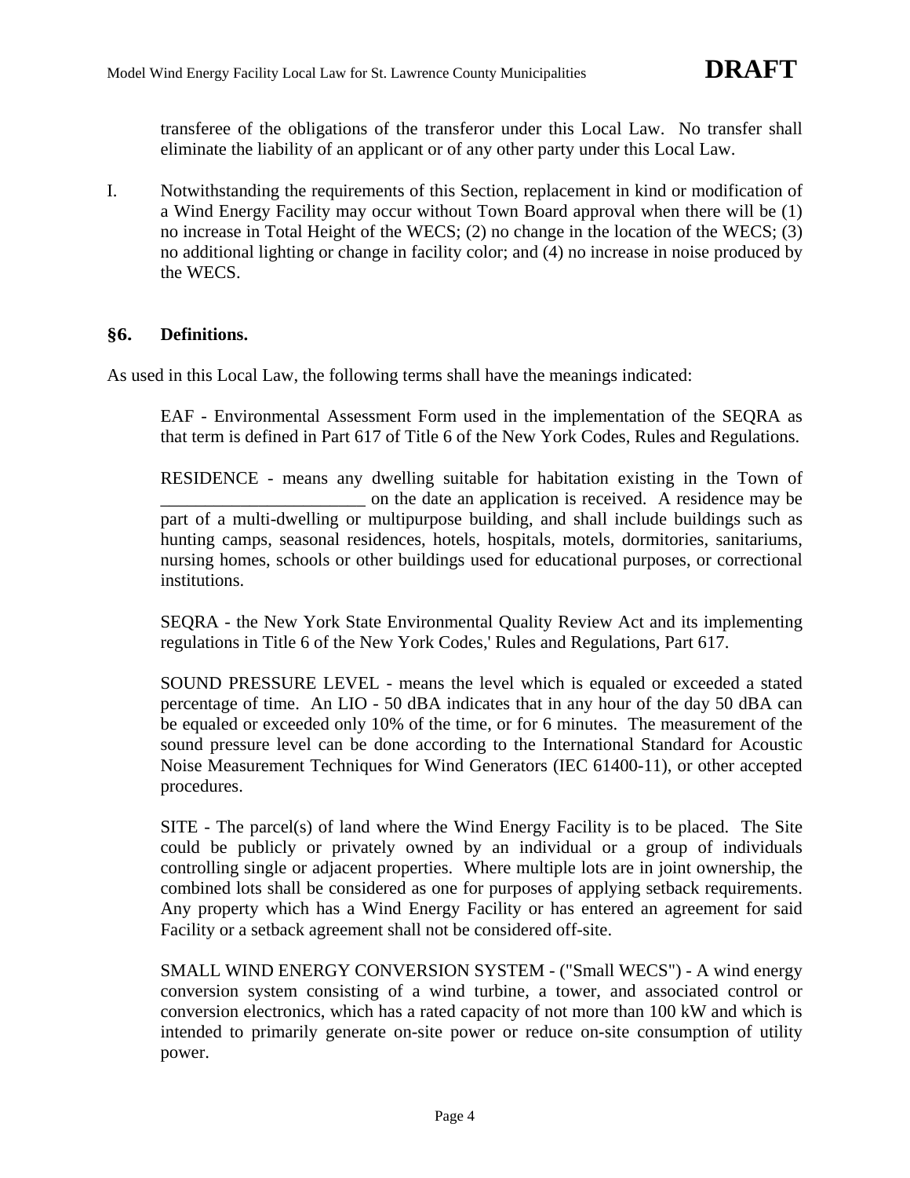transferee of the obligations of the transferor under this Local Law. No transfer shall eliminate the liability of an applicant or of any other party under this Local Law.

I. Notwithstanding the requirements of this Section, replacement in kind or modification of a Wind Energy Facility may occur without Town Board approval when there will be (1) no increase in Total Height of the WECS; (2) no change in the location of the WECS; (3) no additional lighting or change in facility color; and (4) no increase in noise produced by the WECS.

## §6. Definitions.

As used in this Local Law, the following terms shall have the meanings indicated:

EAF - Environmental Assessment Form used in the implementation of the SEQRA as that term is defined in Part 617 of Title 6 of the New York Codes, Rules and Regulations.

RESIDENCE - means any dwelling suitable for habitation existing in the Town of _______________________ on the date an application is received. A residence may be part of a multi-dwelling or multipurpose building, and shall include buildings such as hunting camps, seasonal residences, hotels, hospitals, motels, dormitories, sanitariums, nursing homes, schools or other buildings used for educational purposes, or correctional institutions.

SEQRA - the New York State Environmental Quality Review Act and its implementing regulations in Title 6 of the New York Codes,' Rules and Regulations, Part 617.

SOUND PRESSURE LEVEL - means the level which is equaled or exceeded a stated percentage of time. An LIO - 50 dBA indicates that in any hour of the day 50 dBA can be equaled or exceeded only 10% of the time, or for 6 minutes. The measurement of the sound pressure level can be done according to the International Standard for Acoustic Noise Measurement Techniques for Wind Generators (IEC 61400-11), or other accepted procedures.

SITE - The parcel(s) of land where the Wind Energy Facility is to be placed. The Site could be publicly or privately owned by an individual or a group of individuals controlling single or adjacent properties. Where multiple lots are in joint ownership, the combined lots shall be considered as one for purposes of applying setback requirements. Any property which has a Wind Energy Facility or has entered an agreement for said Facility or a setback agreement shall not be considered off-site.

SMALL WIND ENERGY CONVERSION SYSTEM - ("Small WECS") - A wind energy conversion system consisting of a wind turbine, a tower, and associated control or conversion electronics, which has a rated capacity of not more than 100 kW and which is intended to primarily generate on-site power or reduce on-site consumption of utility power.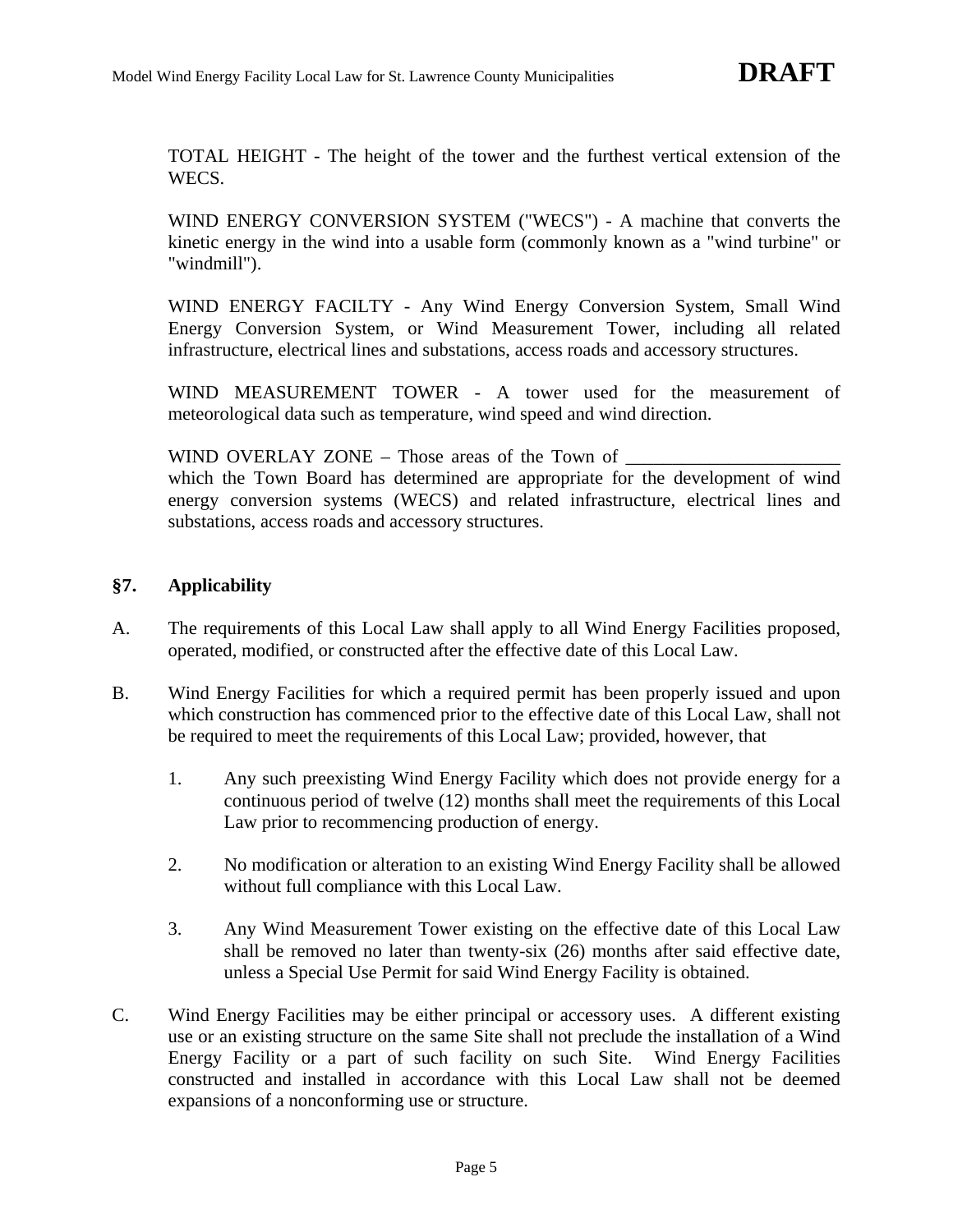TOTAL HEIGHT - The height of the tower and the furthest vertical extension of the WECS.

WIND ENERGY CONVERSION SYSTEM ("WECS") - A machine that converts the kinetic energy in the wind into a usable form (commonly known as a "wind turbine" or "windmill").

WIND ENERGY FACILTY - Any Wind Energy Conversion System, Small Wind Energy Conversion System, or Wind Measurement Tower, including all related infrastructure, electrical lines and substations, access roads and accessory structures.

WIND MEASUREMENT TOWER - A tower used for the measurement of meteorological data such as temperature, wind speed and wind direction.

WIND OVERLAY ZONE – Those areas of the Town of _______________________ which the Town Board has determined are appropriate for the development of wind energy conversion systems (WECS) and related infrastructure, electrical lines and substations, access roads and accessory structures.

## §7. Applicability

A. The requirements of this Local Law shall apply to all Wind Energy Facilities proposed, operated, modified, or constructed after the effective date of this Local Law.

B. Wind Energy Facilities for which a required permit has been properly issued and upon which construction has commenced prior to the effective date of this Local Law, shall not be required to meet the requirements of this Local Law; provided, however, that

   1. Any such preexisting Wind Energy Facility which does not provide energy for a continuous period of twelve (12) months shall meet the requirements of this Local Law prior to recommencing production of energy.

   2. No modification or alteration to an existing Wind Energy Facility shall be allowed without full compliance with this Local Law.

   3. Any Wind Measurement Tower existing on the effective date of this Local Law shall be removed no later than twenty-six (26) months after said effective date, unless a Special Use Permit for said Wind Energy Facility is obtained.

C. Wind Energy Facilities may be either principal or accessory uses. A different existing use or an existing structure on the same Site shall not preclude the installation of a Wind Energy Facility or a part of such facility on such Site. Wind Energy Facilities constructed and installed in accordance with this Local Law shall not be deemed expansions of a nonconforming use or structure.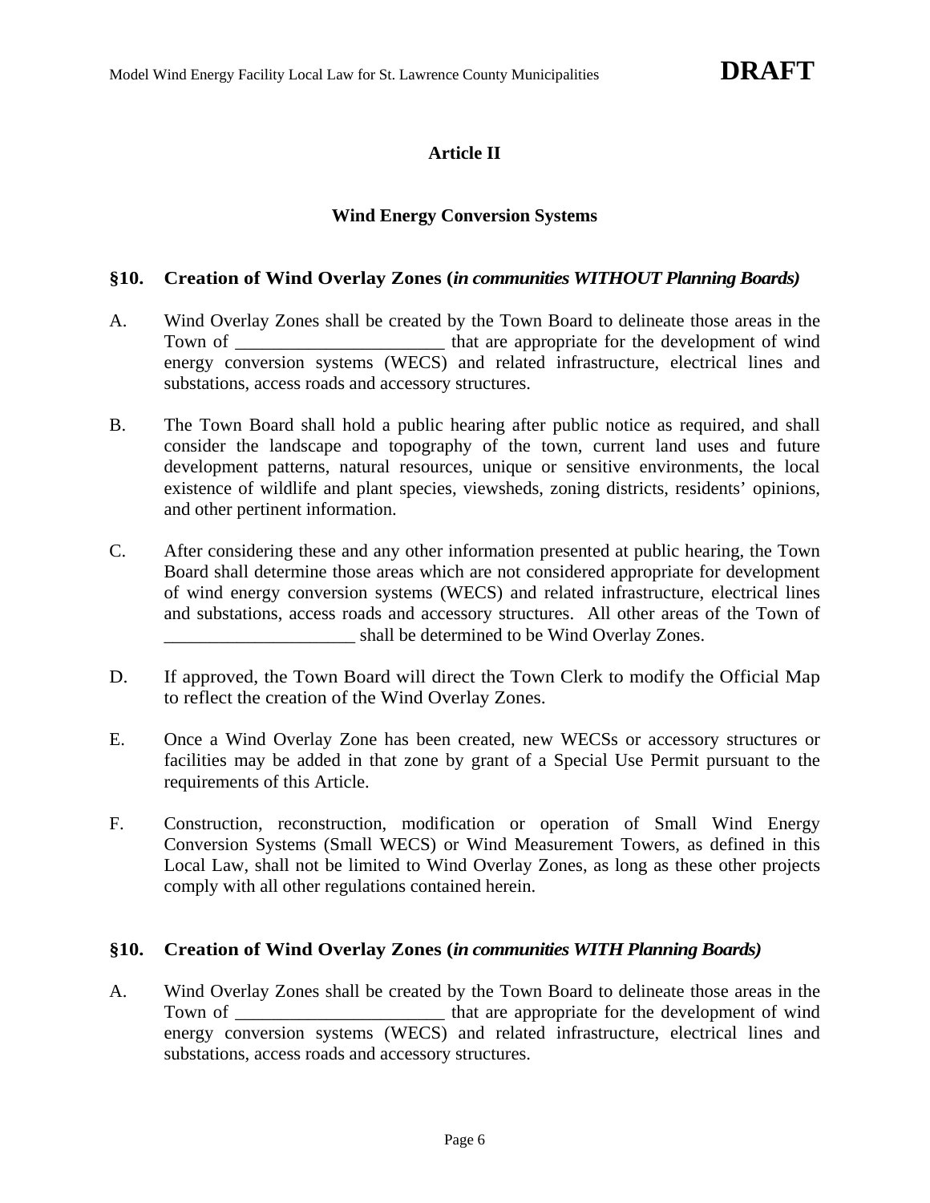## Article II

### Wind Energy Conversion Systems

### §10. Creation of Wind Overlay Zones (*in communities WITHOUT Planning Boards)*

A. Wind Overlay Zones shall be created by the Town Board to delineate those areas in the Town of _______________________ that are appropriate for the development of wind energy conversion systems (WECS) and related infrastructure, electrical lines and substations, access roads and accessory structures.

B. The Town Board shall hold a public hearing after public notice as required, and shall consider the landscape and topography of the town, current land uses and future development patterns, natural resources, unique or sensitive environments, the local existence of wildlife and plant species, viewsheds, zoning districts, residents' opinions, and other pertinent information.

C. After considering these and any other information presented at public hearing, the Town Board shall determine those areas which are not considered appropriate for development of wind energy conversion systems (WECS) and related infrastructure, electrical lines and substations, access roads and accessory structures. All other areas of the Town of _____________________ shall be determined to be Wind Overlay Zones.

D. If approved, the Town Board will direct the Town Clerk to modify the Official Map to reflect the creation of the Wind Overlay Zones.

E. Once a Wind Overlay Zone has been created, new WECSs or accessory structures or facilities may be added in that zone by grant of a Special Use Permit pursuant to the requirements of this Article.

F. Construction, reconstruction, modification or operation of Small Wind Energy Conversion Systems (Small WECS) or Wind Measurement Towers, as defined in this Local Law, shall not be limited to Wind Overlay Zones, as long as these other projects comply with all other regulations contained herein.

### §10. Creation of Wind Overlay Zones (*in communities WITH Planning Boards)*

A. Wind Overlay Zones shall be created by the Town Board to delineate those areas in the Town of _______________________ that are appropriate for the development of wind energy conversion systems (WECS) and related infrastructure, electrical lines and substations, access roads and accessory structures.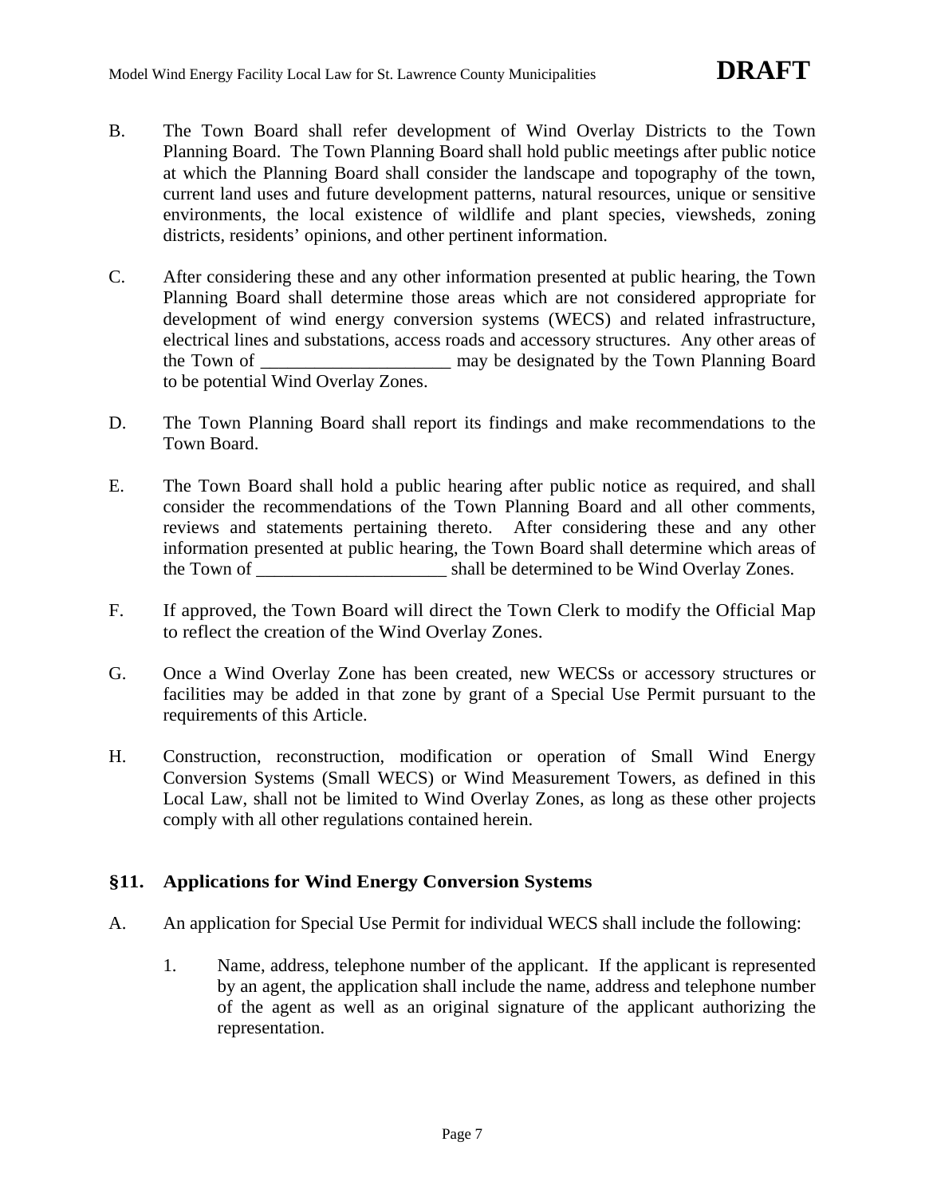B. The Town Board shall refer development of Wind Overlay Districts to the Town Planning Board. The Town Planning Board shall hold public meetings after public notice at which the Planning Board shall consider the landscape and topography of the town, current land uses and future development patterns, natural resources, unique or sensitive environments, the local existence of wildlife and plant species, viewsheds, zoning districts, residents' opinions, and other pertinent information.

C. After considering these and any other information presented at public hearing, the Town Planning Board shall determine those areas which are not considered appropriate for development of wind energy conversion systems (WECS) and related infrastructure, electrical lines and substations, access roads and accessory structures. Any other areas of the Town of _____________________ may be designated by the Town Planning Board to be potential Wind Overlay Zones.

D. The Town Planning Board shall report its findings and make recommendations to the Town Board.

E. The Town Board shall hold a public hearing after public notice as required, and shall consider the recommendations of the Town Planning Board and all other comments, reviews and statements pertaining thereto. After considering these and any other information presented at public hearing, the Town Board shall determine which areas of the Town of _____________________ shall be determined to be Wind Overlay Zones.

F. If approved, the Town Board will direct the Town Clerk to modify the Official Map to reflect the creation of the Wind Overlay Zones.

G. Once a Wind Overlay Zone has been created, new WECSs or accessory structures or facilities may be added in that zone by grant of a Special Use Permit pursuant to the requirements of this Article.

H. Construction, reconstruction, modification or operation of Small Wind Energy Conversion Systems (Small WECS) or Wind Measurement Towers, as defined in this Local Law, shall not be limited to Wind Overlay Zones, as long as these other projects comply with all other regulations contained herein.

## §11. Applications for Wind Energy Conversion Systems

A. An application for Special Use Permit for individual WECS shall include the following:

1. Name, address, telephone number of the applicant. If the applicant is represented by an agent, the application shall include the name, address and telephone number of the agent as well as an original signature of the applicant authorizing the representation.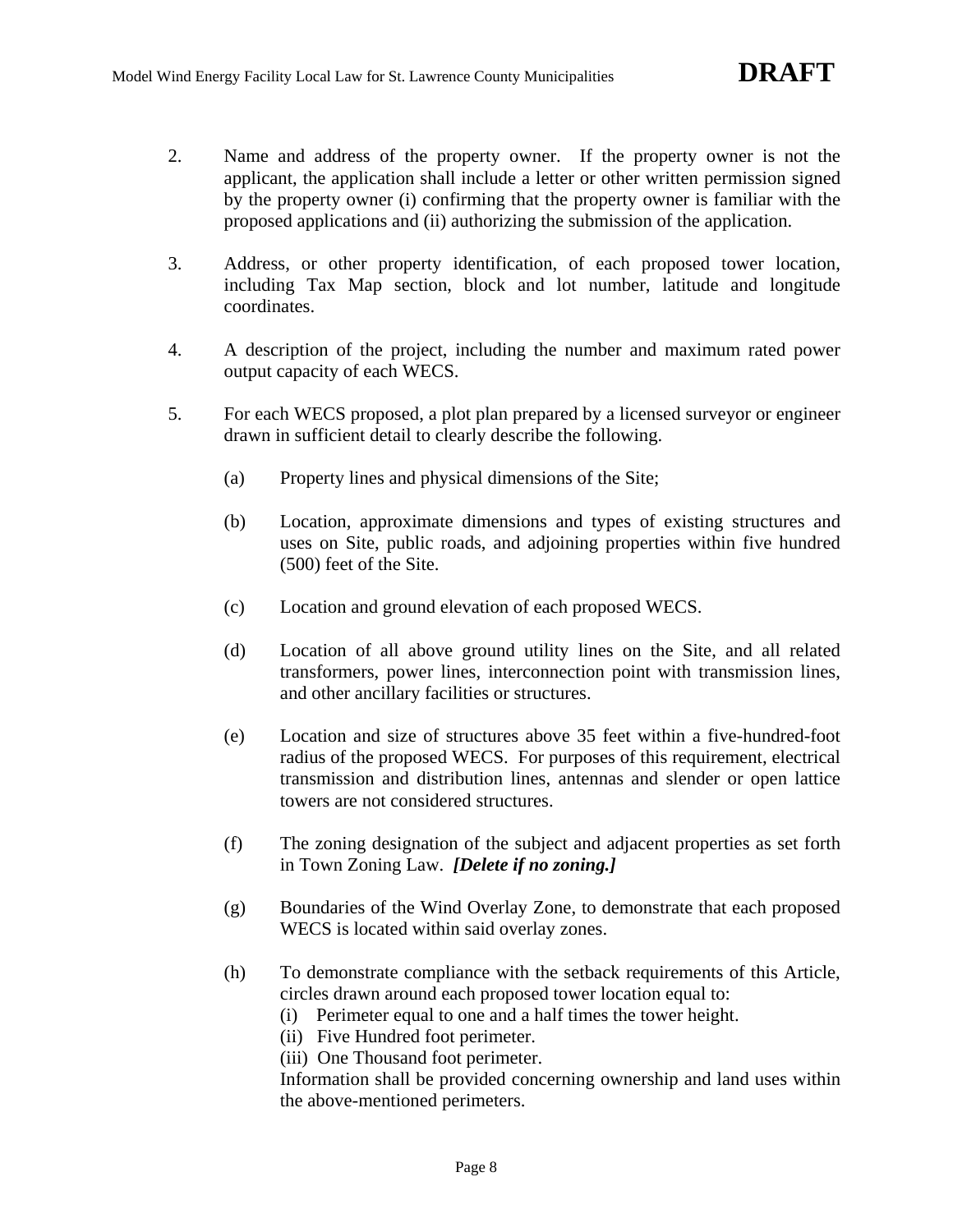2. Name and address of the property owner. If the property owner is not the applicant, the application shall include a letter or other written permission signed by the property owner (i) confirming that the property owner is familiar with the proposed applications and (ii) authorizing the submission of the application.

3. Address, or other property identification, of each proposed tower location, including Tax Map section, block and lot number, latitude and longitude coordinates.

4. A description of the project, including the number and maximum rated power output capacity of each WECS.

5. For each WECS proposed, a plot plan prepared by a licensed surveyor or engineer drawn in sufficient detail to clearly describe the following.

   (a) Property lines and physical dimensions of the Site;

   (b) Location, approximate dimensions and types of existing structures and uses on Site, public roads, and adjoining properties within five hundred (500) feet of the Site.

   (c) Location and ground elevation of each proposed WECS.

   (d) Location of all above ground utility lines on the Site, and all related transformers, power lines, interconnection point with transmission lines, and other ancillary facilities or structures.

   (e) Location and size of structures above 35 feet within a five-hundred-foot radius of the proposed WECS. For purposes of this requirement, electrical transmission and distribution lines, antennas and slender or open lattice towers are not considered structures.

   (f) The zoning designation of the subject and adjacent properties as set forth in Town Zoning Law. ***[Delete if no zoning.]***

   (g) Boundaries of the Wind Overlay Zone, to demonstrate that each proposed WECS is located within said overlay zones.

   (h) To demonstrate compliance with the setback requirements of this Article, circles drawn around each proposed tower location equal to:
   (i) Perimeter equal to one and a half times the tower height.
   (ii) Five Hundred foot perimeter.
   (iii) One Thousand foot perimeter.
   Information shall be provided concerning ownership and land uses within the above-mentioned perimeters.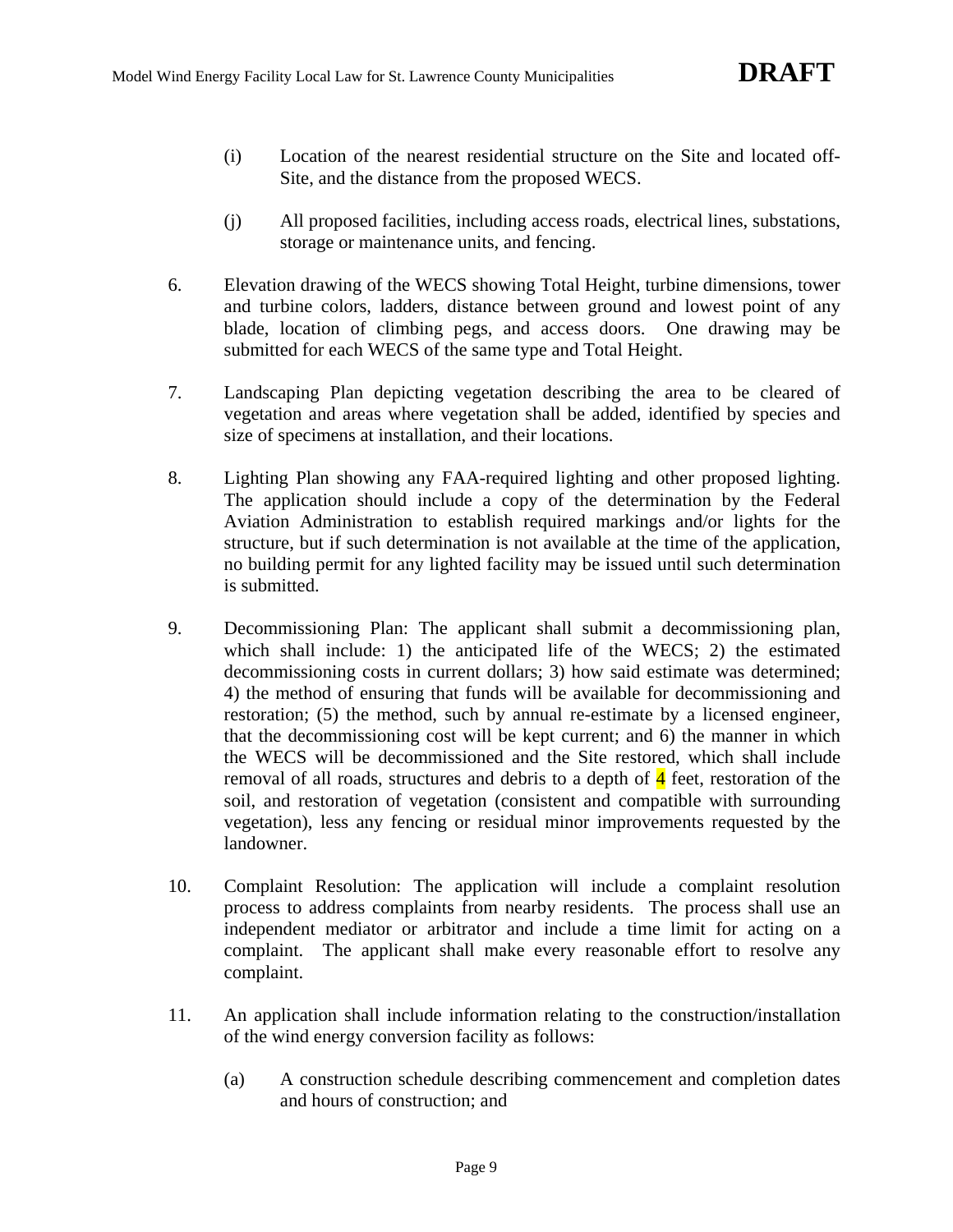(i) Location of the nearest residential structure on the Site and located off-Site, and the distance from the proposed WECS.

(j) All proposed facilities, including access roads, electrical lines, substations, storage or maintenance units, and fencing.

6. Elevation drawing of the WECS showing Total Height, turbine dimensions, tower and turbine colors, ladders, distance between ground and lowest point of any blade, location of climbing pegs, and access doors. One drawing may be submitted for each WECS of the same type and Total Height.

7. Landscaping Plan depicting vegetation describing the area to be cleared of vegetation and areas where vegetation shall be added, identified by species and size of specimens at installation, and their locations.

8. Lighting Plan showing any FAA-required lighting and other proposed lighting. The application should include a copy of the determination by the Federal Aviation Administration to establish required markings and/or lights for the structure, but if such determination is not available at the time of the application, no building permit for any lighted facility may be issued until such determination is submitted.

9. Decommissioning Plan: The applicant shall submit a decommissioning plan, which shall include: 1) the anticipated life of the WECS; 2) the estimated decommissioning costs in current dollars; 3) how said estimate was determined; 4) the method of ensuring that funds will be available for decommissioning and restoration; (5) the method, such by annual re-estimate by a licensed engineer, that the decommissioning cost will be kept current; and 6) the manner in which the WECS will be decommissioned and the Site restored, which shall include removal of all roads, structures and debris to a depth of 4 feet, restoration of the soil, and restoration of vegetation (consistent and compatible with surrounding vegetation), less any fencing or residual minor improvements requested by the landowner.

10. Complaint Resolution: The application will include a complaint resolution process to address complaints from nearby residents. The process shall use an independent mediator or arbitrator and include a time limit for acting on a complaint. The applicant shall make every reasonable effort to resolve any complaint.

11. An application shall include information relating to the construction/installation of the wind energy conversion facility as follows:

(a) A construction schedule describing commencement and completion dates and hours of construction; and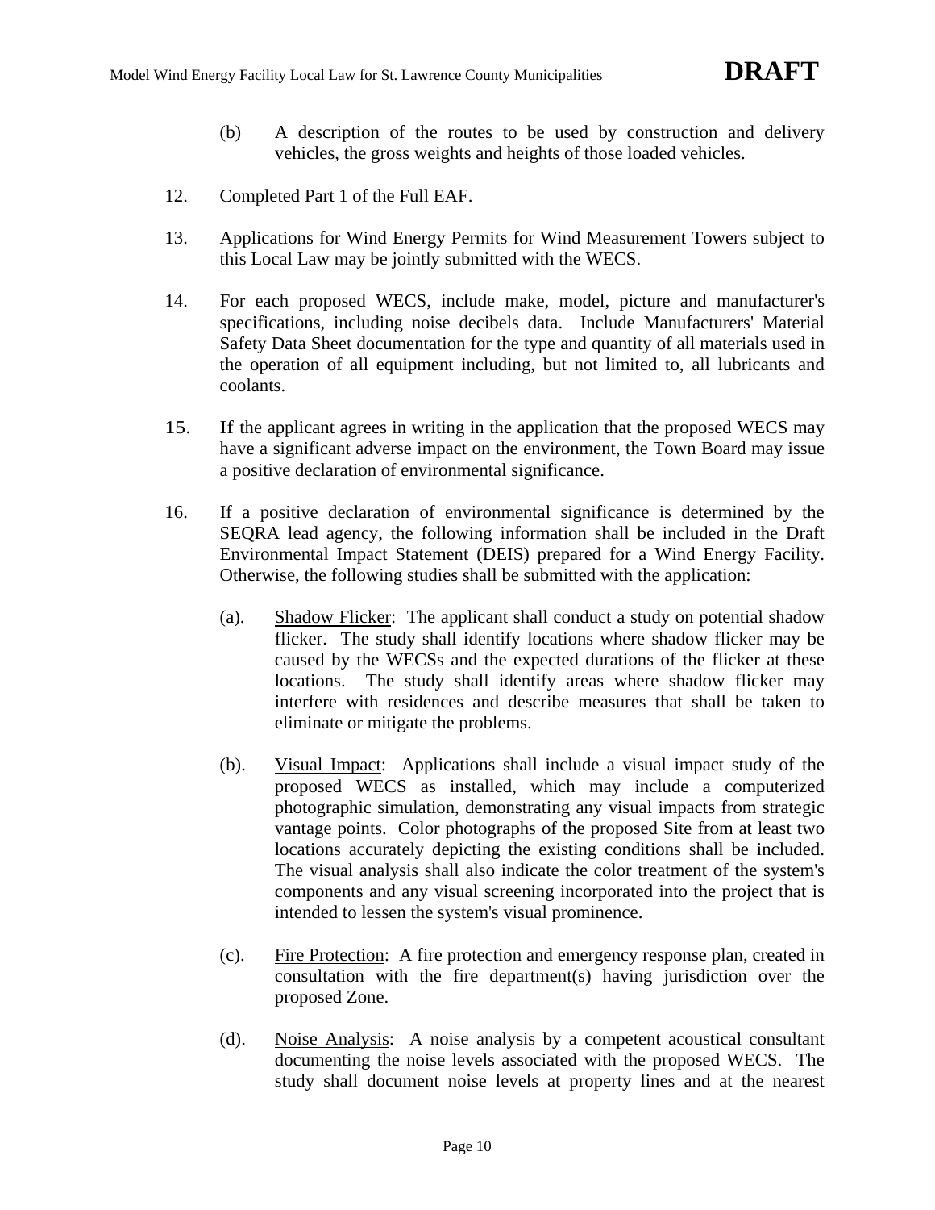(b) A description of the routes to be used by construction and delivery vehicles, the gross weights and heights of those loaded vehicles.

12. Completed Part 1 of the Full EAF.

13. Applications for Wind Energy Permits for Wind Measurement Towers subject to this Local Law may be jointly submitted with the WECS.

14. For each proposed WECS, include make, model, picture and manufacturer's specifications, including noise decibels data. Include Manufacturers' Material Safety Data Sheet documentation for the type and quantity of all materials used in the operation of all equipment including, but not limited to, all lubricants and coolants.

15. If the applicant agrees in writing in the application that the proposed WECS may have a significant adverse impact on the environment, the Town Board may issue a positive declaration of environmental significance.

16. If a positive declaration of environmental significance is determined by the SEQRA lead agency, the following information shall be included in the Draft Environmental Impact Statement (DEIS) prepared for a Wind Energy Facility. Otherwise, the following studies shall be submitted with the application:

    (a). <u>Shadow Flicker</u>: The applicant shall conduct a study on potential shadow flicker. The study shall identify locations where shadow flicker may be caused by the WECSs and the expected durations of the flicker at these locations. The study shall identify areas where shadow flicker may interfere with residences and describe measures that shall be taken to eliminate or mitigate the problems.

    (b). <u>Visual Impact</u>: Applications shall include a visual impact study of the proposed WECS as installed, which may include a computerized photographic simulation, demonstrating any visual impacts from strategic vantage points. Color photographs of the proposed Site from at least two locations accurately depicting the existing conditions shall be included. The visual analysis shall also indicate the color treatment of the system's components and any visual screening incorporated into the project that is intended to lessen the system's visual prominence.

    (c). <u>Fire Protection</u>: A fire protection and emergency response plan, created in consultation with the fire department(s) having jurisdiction over the proposed Zone.

    (d). <u>Noise Analysis</u>: A noise analysis by a competent acoustical consultant documenting the noise levels associated with the proposed WECS. The study shall document noise levels at property lines and at the nearest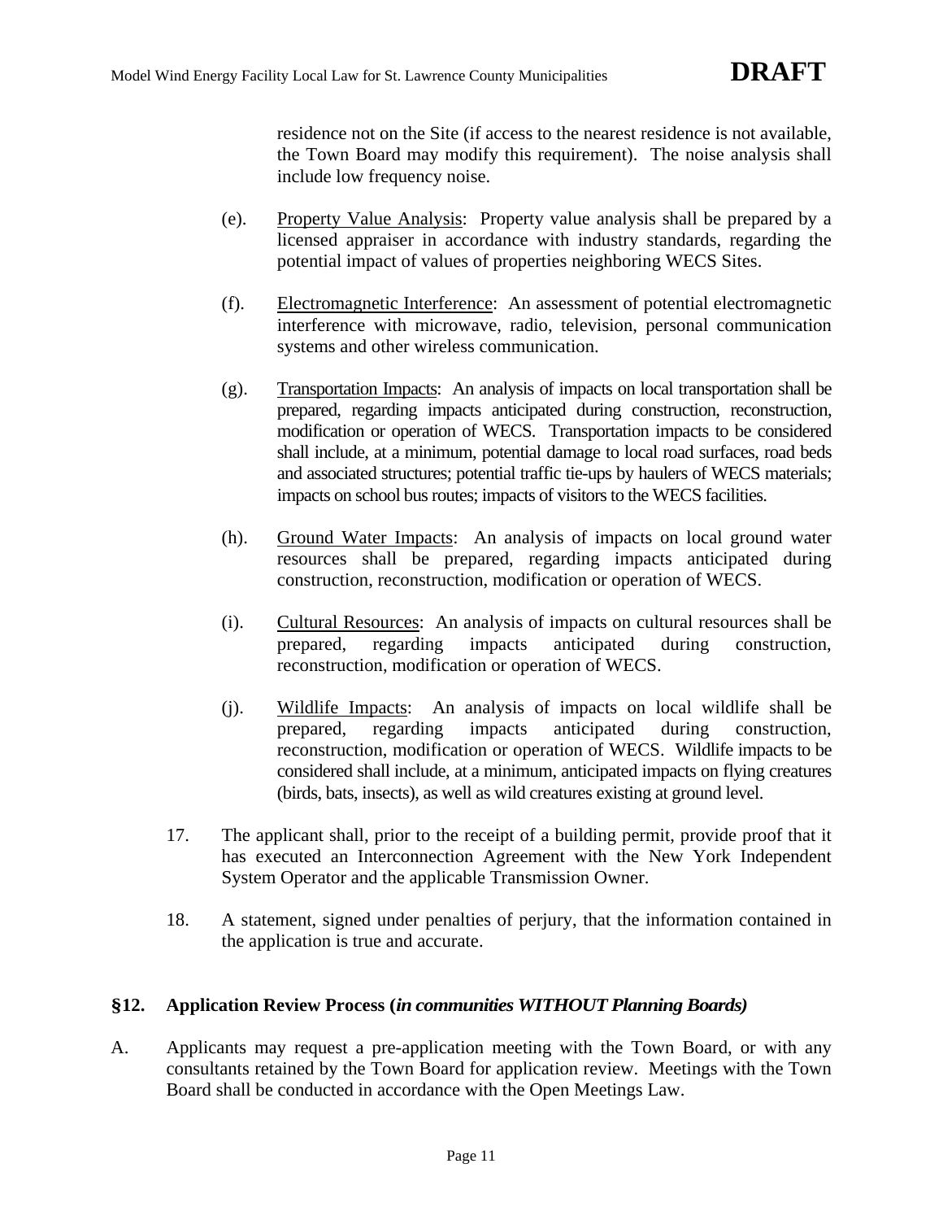residence not on the Site (if access to the nearest residence is not available, the Town Board may modify this requirement). The noise analysis shall include low frequency noise.

(e). Property Value Analysis: Property value analysis shall be prepared by a licensed appraiser in accordance with industry standards, regarding the potential impact of values of properties neighboring WECS Sites.

(f). Electromagnetic Interference: An assessment of potential electromagnetic interference with microwave, radio, television, personal communication systems and other wireless communication.

(g). Transportation Impacts: An analysis of impacts on local transportation shall be prepared, regarding impacts anticipated during construction, reconstruction, modification or operation of WECS. Transportation impacts to be considered shall include, at a minimum, potential damage to local road surfaces, road beds and associated structures; potential traffic tie-ups by haulers of WECS materials; impacts on school bus routes; impacts of visitors to the WECS facilities.

(h). Ground Water Impacts: An analysis of impacts on local ground water resources shall be prepared, regarding impacts anticipated during construction, reconstruction, modification or operation of WECS.

(i). Cultural Resources: An analysis of impacts on cultural resources shall be prepared, regarding impacts anticipated during construction, reconstruction, modification or operation of WECS.

(j). Wildlife Impacts: An analysis of impacts on local wildlife shall be prepared, regarding impacts anticipated during construction, reconstruction, modification or operation of WECS. Wildlife impacts to be considered shall include, at a minimum, anticipated impacts on flying creatures (birds, bats, insects), as well as wild creatures existing at ground level.

17. The applicant shall, prior to the receipt of a building permit, provide proof that it has executed an Interconnection Agreement with the New York Independent System Operator and the applicable Transmission Owner.

18. A statement, signed under penalties of perjury, that the information contained in the application is true and accurate.

## §12. Application Review Process (*in communities WITHOUT Planning Boards)*

A. Applicants may request a pre-application meeting with the Town Board, or with any consultants retained by the Town Board for application review. Meetings with the Town Board shall be conducted in accordance with the Open Meetings Law.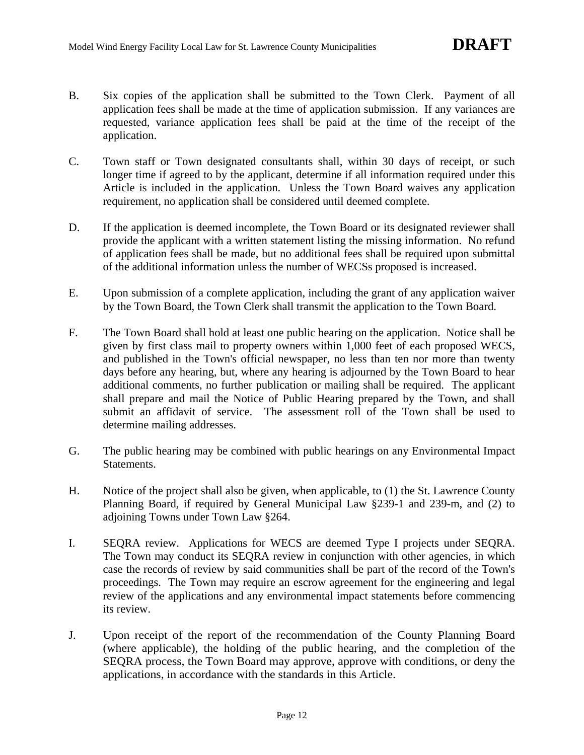B. Six copies of the application shall be submitted to the Town Clerk. Payment of all application fees shall be made at the time of application submission. If any variances are requested, variance application fees shall be paid at the time of the receipt of the application.

C. Town staff or Town designated consultants shall, within 30 days of receipt, or such longer time if agreed to by the applicant, determine if all information required under this Article is included in the application. Unless the Town Board waives any application requirement, no application shall be considered until deemed complete.

D. If the application is deemed incomplete, the Town Board or its designated reviewer shall provide the applicant with a written statement listing the missing information. No refund of application fees shall be made, but no additional fees shall be required upon submittal of the additional information unless the number of WECSs proposed is increased.

E. Upon submission of a complete application, including the grant of any application waiver by the Town Board, the Town Clerk shall transmit the application to the Town Board.

F. The Town Board shall hold at least one public hearing on the application. Notice shall be given by first class mail to property owners within 1,000 feet of each proposed WECS, and published in the Town's official newspaper, no less than ten nor more than twenty days before any hearing, but, where any hearing is adjourned by the Town Board to hear additional comments, no further publication or mailing shall be required. The applicant shall prepare and mail the Notice of Public Hearing prepared by the Town, and shall submit an affidavit of service. The assessment roll of the Town shall be used to determine mailing addresses.

G. The public hearing may be combined with public hearings on any Environmental Impact Statements.

H. Notice of the project shall also be given, when applicable, to (1) the St. Lawrence County Planning Board, if required by General Municipal Law §239-1 and 239-m, and (2) to adjoining Towns under Town Law §264.

I. SEQRA review. Applications for WECS are deemed Type I projects under SEQRA. The Town may conduct its SEQRA review in conjunction with other agencies, in which case the records of review by said communities shall be part of the record of the Town's proceedings. The Town may require an escrow agreement for the engineering and legal review of the applications and any environmental impact statements before commencing its review.

J. Upon receipt of the report of the recommendation of the County Planning Board (where applicable), the holding of the public hearing, and the completion of the SEQRA process, the Town Board may approve, approve with conditions, or deny the applications, in accordance with the standards in this Article.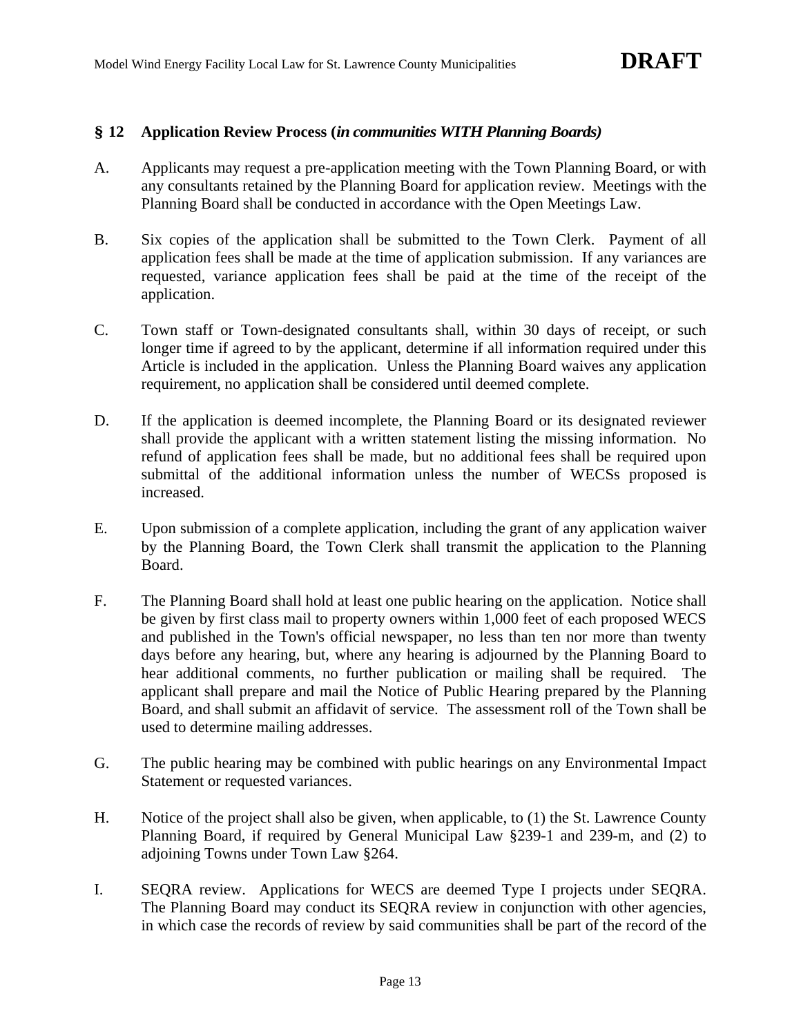## § 12 Application Review Process (*in communities WITH Planning Boards)*

A. Applicants may request a pre-application meeting with the Town Planning Board, or with any consultants retained by the Planning Board for application review. Meetings with the Planning Board shall be conducted in accordance with the Open Meetings Law.

B. Six copies of the application shall be submitted to the Town Clerk. Payment of all application fees shall be made at the time of application submission. If any variances are requested, variance application fees shall be paid at the time of the receipt of the application.

C. Town staff or Town-designated consultants shall, within 30 days of receipt, or such longer time if agreed to by the applicant, determine if all information required under this Article is included in the application. Unless the Planning Board waives any application requirement, no application shall be considered until deemed complete.

D. If the application is deemed incomplete, the Planning Board or its designated reviewer shall provide the applicant with a written statement listing the missing information. No refund of application fees shall be made, but no additional fees shall be required upon submittal of the additional information unless the number of WECSs proposed is increased.

E. Upon submission of a complete application, including the grant of any application waiver by the Planning Board, the Town Clerk shall transmit the application to the Planning Board.

F. The Planning Board shall hold at least one public hearing on the application. Notice shall be given by first class mail to property owners within 1,000 feet of each proposed WECS and published in the Town's official newspaper, no less than ten nor more than twenty days before any hearing, but, where any hearing is adjourned by the Planning Board to hear additional comments, no further publication or mailing shall be required. The applicant shall prepare and mail the Notice of Public Hearing prepared by the Planning Board, and shall submit an affidavit of service. The assessment roll of the Town shall be used to determine mailing addresses.

G. The public hearing may be combined with public hearings on any Environmental Impact Statement or requested variances.

H. Notice of the project shall also be given, when applicable, to (1) the St. Lawrence County Planning Board, if required by General Municipal Law §239-1 and 239-m, and (2) to adjoining Towns under Town Law §264.

I. SEQRA review. Applications for WECS are deemed Type I projects under SEQRA. The Planning Board may conduct its SEQRA review in conjunction with other agencies, in which case the records of review by said communities shall be part of the record of the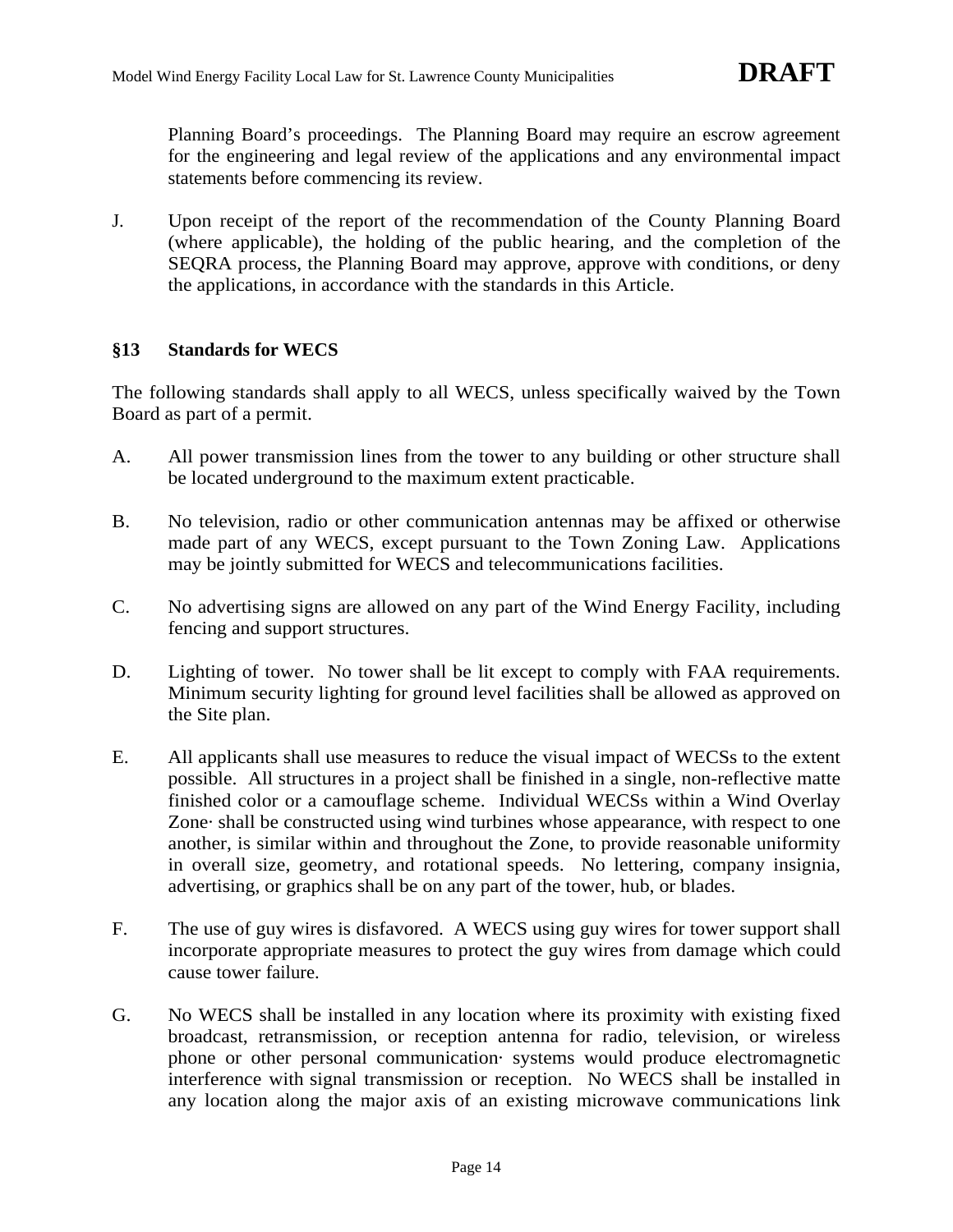Planning Board's proceedings. The Planning Board may require an escrow agreement for the engineering and legal review of the applications and any environmental impact statements before commencing its review.

J. Upon receipt of the report of the recommendation of the County Planning Board (where applicable), the holding of the public hearing, and the completion of the SEQRA process, the Planning Board may approve, approve with conditions, or deny the applications, in accordance with the standards in this Article.

## §13 Standards for WECS

The following standards shall apply to all WECS, unless specifically waived by the Town Board as part of a permit.

A. All power transmission lines from the tower to any building or other structure shall be located underground to the maximum extent practicable.

B. No television, radio or other communication antennas may be affixed or otherwise made part of any WECS, except pursuant to the Town Zoning Law. Applications may be jointly submitted for WECS and telecommunications facilities.

C. No advertising signs are allowed on any part of the Wind Energy Facility, including fencing and support structures.

D. Lighting of tower. No tower shall be lit except to comply with FAA requirements. Minimum security lighting for ground level facilities shall be allowed as approved on the Site plan.

E. All applicants shall use measures to reduce the visual impact of WECSs to the extent possible. All structures in a project shall be finished in a single, non-reflective matte finished color or a camouflage scheme. Individual WECSs within a Wind Overlay Zone· shall be constructed using wind turbines whose appearance, with respect to one another, is similar within and throughout the Zone, to provide reasonable uniformity in overall size, geometry, and rotational speeds. No lettering, company insignia, advertising, or graphics shall be on any part of the tower, hub, or blades.

F. The use of guy wires is disfavored. A WECS using guy wires for tower support shall incorporate appropriate measures to protect the guy wires from damage which could cause tower failure.

G. No WECS shall be installed in any location where its proximity with existing fixed broadcast, retransmission, or reception antenna for radio, television, or wireless phone or other personal communication· systems would produce electromagnetic interference with signal transmission or reception. No WECS shall be installed in any location along the major axis of an existing microwave communications link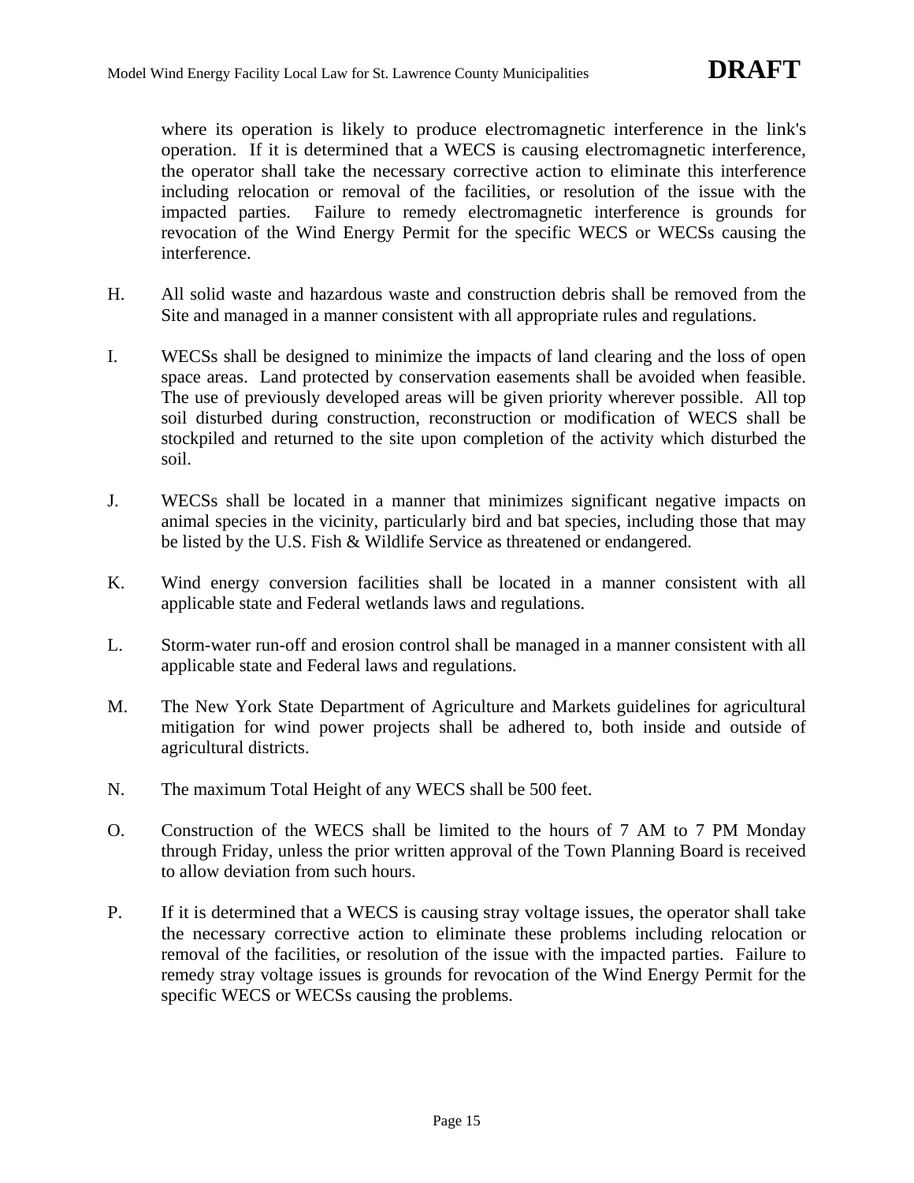where its operation is likely to produce electromagnetic interference in the link's operation. If it is determined that a WECS is causing electromagnetic interference, the operator shall take the necessary corrective action to eliminate this interference including relocation or removal of the facilities, or resolution of the issue with the impacted parties. Failure to remedy electromagnetic interference is grounds for revocation of the Wind Energy Permit for the specific WECS or WECSs causing the interference.

H. All solid waste and hazardous waste and construction debris shall be removed from the Site and managed in a manner consistent with all appropriate rules and regulations.

I. WECSs shall be designed to minimize the impacts of land clearing and the loss of open space areas. Land protected by conservation easements shall be avoided when feasible. The use of previously developed areas will be given priority wherever possible. All top soil disturbed during construction, reconstruction or modification of WECS shall be stockpiled and returned to the site upon completion of the activity which disturbed the soil.

J. WECSs shall be located in a manner that minimizes significant negative impacts on animal species in the vicinity, particularly bird and bat species, including those that may be listed by the U.S. Fish & Wildlife Service as threatened or endangered.

K. Wind energy conversion facilities shall be located in a manner consistent with all applicable state and Federal wetlands laws and regulations.

L. Storm-water run-off and erosion control shall be managed in a manner consistent with all applicable state and Federal laws and regulations.

M. The New York State Department of Agriculture and Markets guidelines for agricultural mitigation for wind power projects shall be adhered to, both inside and outside of agricultural districts.

N. The maximum Total Height of any WECS shall be 500 feet.

O. Construction of the WECS shall be limited to the hours of 7 AM to 7 PM Monday through Friday, unless the prior written approval of the Town Planning Board is received to allow deviation from such hours.

P. If it is determined that a WECS is causing stray voltage issues, the operator shall take the necessary corrective action to eliminate these problems including relocation or removal of the facilities, or resolution of the issue with the impacted parties. Failure to remedy stray voltage issues is grounds for revocation of the Wind Energy Permit for the specific WECS or WECSs causing the problems.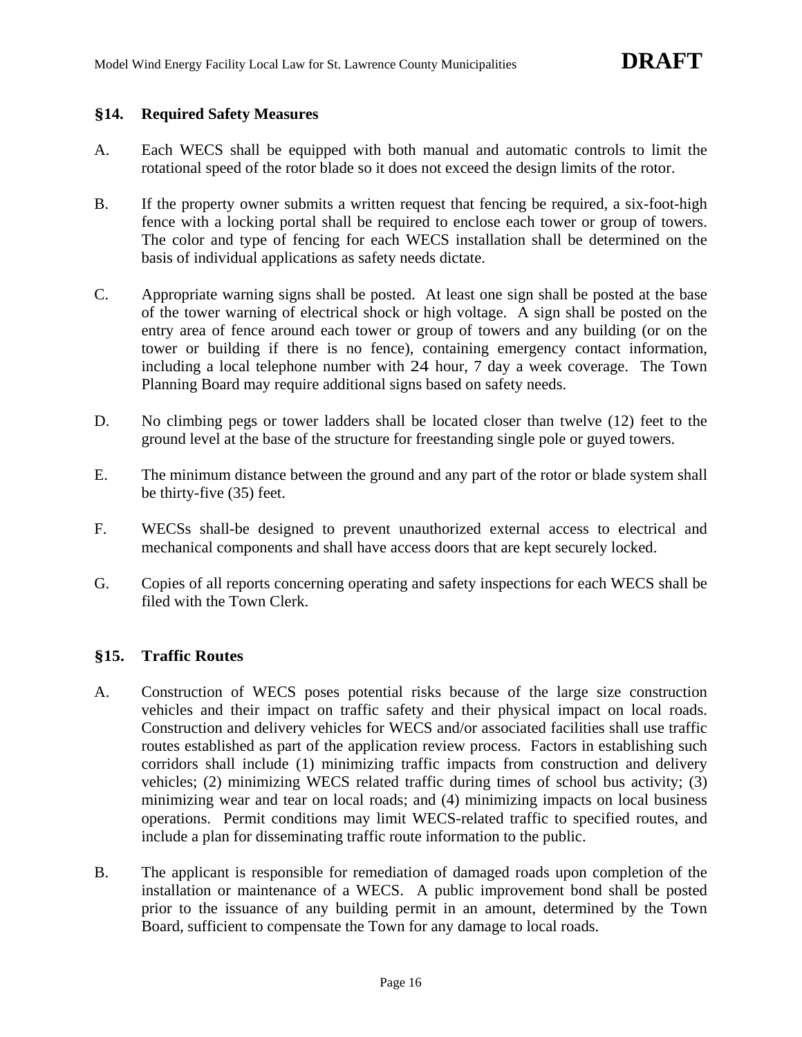## §14. Required Safety Measures

A. Each WECS shall be equipped with both manual and automatic controls to limit the rotational speed of the rotor blade so it does not exceed the design limits of the rotor.

B. If the property owner submits a written request that fencing be required, a six-foot-high fence with a locking portal shall be required to enclose each tower or group of towers. The color and type of fencing for each WECS installation shall be determined on the basis of individual applications as safety needs dictate.

C. Appropriate warning signs shall be posted. At least one sign shall be posted at the base of the tower warning of electrical shock or high voltage. A sign shall be posted on the entry area of fence around each tower or group of towers and any building (or on the tower or building if there is no fence), containing emergency contact information, including a local telephone number with 24 hour, 7 day a week coverage. The Town Planning Board may require additional signs based on safety needs.

D. No climbing pegs or tower ladders shall be located closer than twelve (12) feet to the ground level at the base of the structure for freestanding single pole or guyed towers.

E. The minimum distance between the ground and any part of the rotor or blade system shall be thirty-five (35) feet.

F. WECSs shall-be designed to prevent unauthorized external access to electrical and mechanical components and shall have access doors that are kept securely locked.

G. Copies of all reports concerning operating and safety inspections for each WECS shall be filed with the Town Clerk.

## §15. Traffic Routes

A. Construction of WECS poses potential risks because of the large size construction vehicles and their impact on traffic safety and their physical impact on local roads. Construction and delivery vehicles for WECS and/or associated facilities shall use traffic routes established as part of the application review process. Factors in establishing such corridors shall include (1) minimizing traffic impacts from construction and delivery vehicles; (2) minimizing WECS related traffic during times of school bus activity; (3) minimizing wear and tear on local roads; and (4) minimizing impacts on local business operations. Permit conditions may limit WECS-related traffic to specified routes, and include a plan for disseminating traffic route information to the public.

B. The applicant is responsible for remediation of damaged roads upon completion of the installation or maintenance of a WECS. A public improvement bond shall be posted prior to the issuance of any building permit in an amount, determined by the Town Board, sufficient to compensate the Town for any damage to local roads.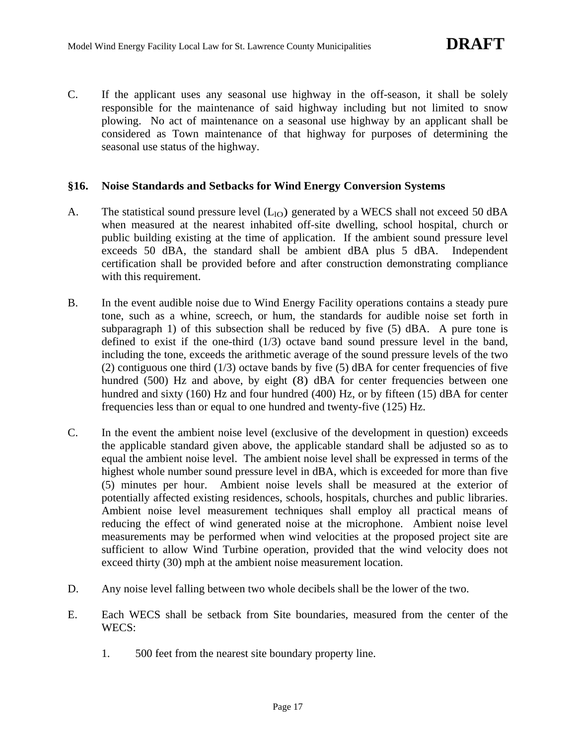C. If the applicant uses any seasonal use highway in the off-season, it shall be solely responsible for the maintenance of said highway including but not limited to snow plowing. No act of maintenance on a seasonal use highway by an applicant shall be considered as Town maintenance of that highway for purposes of determining the seasonal use status of the highway.

## §16. Noise Standards and Setbacks for Wind Energy Conversion Systems

A. The statistical sound pressure level ($L_{lO}$) generated by a WECS shall not exceed 50 dBA when measured at the nearest inhabited off-site dwelling, school hospital, church or public building existing at the time of application. If the ambient sound pressure level exceeds 50 dBA, the standard shall be ambient dBA plus 5 dBA. Independent certification shall be provided before and after construction demonstrating compliance with this requirement.

B. In the event audible noise due to Wind Energy Facility operations contains a steady pure tone, such as a whine, screech, or hum, the standards for audible noise set forth in subparagraph 1) of this subsection shall be reduced by five (5) dBA. A pure tone is defined to exist if the one-third (1/3) octave band sound pressure level in the band, including the tone, exceeds the arithmetic average of the sound pressure levels of the two (2) contiguous one third (1/3) octave bands by five (5) dBA for center frequencies of five hundred (500) Hz and above, by eight (8) dBA for center frequencies between one hundred and sixty (160) Hz and four hundred (400) Hz, or by fifteen (15) dBA for center frequencies less than or equal to one hundred and twenty-five (125) Hz.

C. In the event the ambient noise level (exclusive of the development in question) exceeds the applicable standard given above, the applicable standard shall be adjusted so as to equal the ambient noise level. The ambient noise level shall be expressed in terms of the highest whole number sound pressure level in dBA, which is exceeded for more than five (5) minutes per hour. Ambient noise levels shall be measured at the exterior of potentially affected existing residences, schools, hospitals, churches and public libraries. Ambient noise level measurement techniques shall employ all practical means of reducing the effect of wind generated noise at the microphone. Ambient noise level measurements may be performed when wind velocities at the proposed project site are sufficient to allow Wind Turbine operation, provided that the wind velocity does not exceed thirty (30) mph at the ambient noise measurement location.

D. Any noise level falling between two whole decibels shall be the lower of the two.

E. Each WECS shall be setback from Site boundaries, measured from the center of the WECS:

1. 500 feet from the nearest site boundary property line.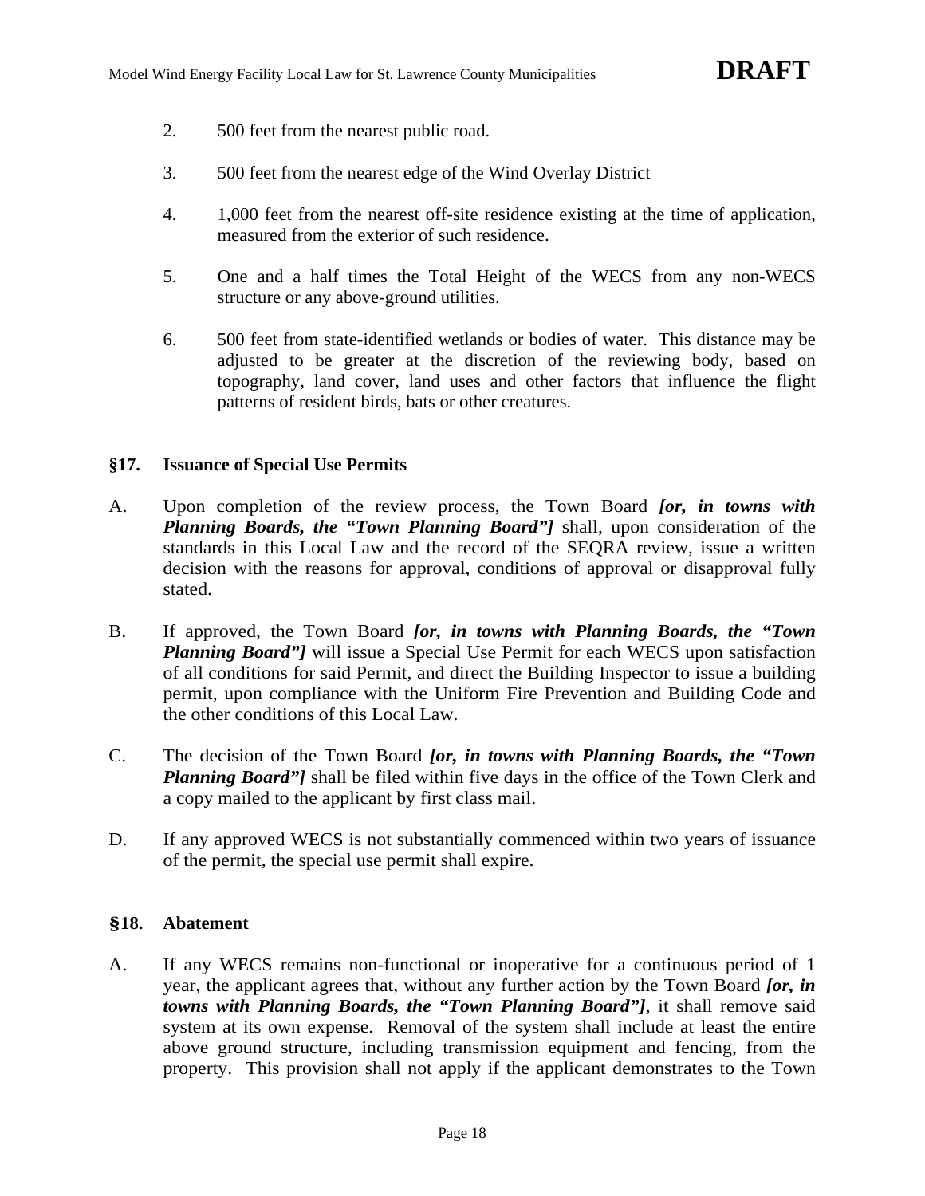2. 500 feet from the nearest public road.

3. 500 feet from the nearest edge of the Wind Overlay District

4. 1,000 feet from the nearest off-site residence existing at the time of application, measured from the exterior of such residence.

5. One and a half times the Total Height of the WECS from any non-WECS structure or any above-ground utilities.

6. 500 feet from state-identified wetlands or bodies of water. This distance may be adjusted to be greater at the discretion of the reviewing body, based on topography, land cover, land uses and other factors that influence the flight patterns of resident birds, bats or other creatures.

## §17. Issuance of Special Use Permits

A. Upon completion of the review process, the Town Board ***[or, in towns with Planning Boards, the "Town Planning Board"]*** shall, upon consideration of the standards in this Local Law and the record of the SEQRA review, issue a written decision with the reasons for approval, conditions of approval or disapproval fully stated.

B. If approved, the Town Board ***[or, in towns with Planning Boards, the "Town Planning Board"]*** will issue a Special Use Permit for each WECS upon satisfaction of all conditions for said Permit, and direct the Building Inspector to issue a building permit, upon compliance with the Uniform Fire Prevention and Building Code and the other conditions of this Local Law.

C. The decision of the Town Board ***[or, in towns with Planning Boards, the "Town Planning Board"]*** shall be filed within five days in the office of the Town Clerk and a copy mailed to the applicant by first class mail.

D. If any approved WECS is not substantially commenced within two years of issuance of the permit, the special use permit shall expire.

## §18. Abatement

A. If any WECS remains non-functional or inoperative for a continuous period of 1 year, the applicant agrees that, without any further action by the Town Board ***[or, in towns with Planning Boards, the "Town Planning Board"]***, it shall remove said system at its own expense. Removal of the system shall include at least the entire above ground structure, including transmission equipment and fencing, from the property. This provision shall not apply if the applicant demonstrates to the Town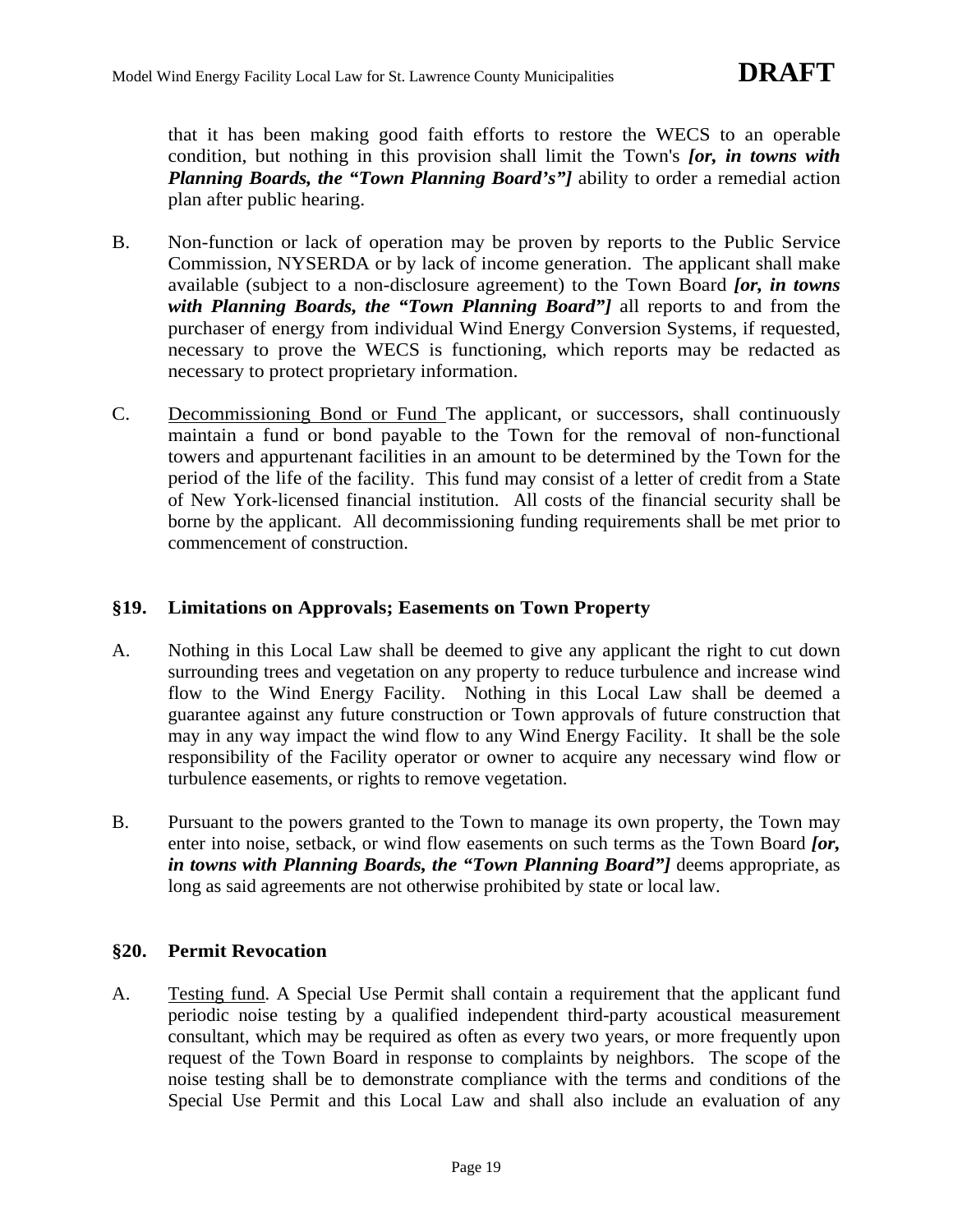that it has been making good faith efforts to restore the WECS to an operable condition, but nothing in this provision shall limit the Town's ***[or, in towns with Planning Boards, the "Town Planning Board's"]*** ability to order a remedial action plan after public hearing.

B. Non-function or lack of operation may be proven by reports to the Public Service Commission, NYSERDA or by lack of income generation. The applicant shall make available (subject to a non-disclosure agreement) to the Town Board ***[or, in towns with Planning Boards, the "Town Planning Board"]*** all reports to and from the purchaser of energy from individual Wind Energy Conversion Systems, if requested, necessary to prove the WECS is functioning, which reports may be redacted as necessary to protect proprietary information.

C. <u>Decommissioning Bond or Fund</u> The applicant, or successors, shall continuously maintain a fund or bond payable to the Town for the removal of non-functional towers and appurtenant facilities in an amount to be determined by the Town for the period of the life of the facility. This fund may consist of a letter of credit from a State of New York-licensed financial institution. All costs of the financial security shall be borne by the applicant. All decommissioning funding requirements shall be met prior to commencement of construction.

### §19. Limitations on Approvals; Easements on Town Property

A. Nothing in this Local Law shall be deemed to give any applicant the right to cut down surrounding trees and vegetation on any property to reduce turbulence and increase wind flow to the Wind Energy Facility. Nothing in this Local Law shall be deemed a guarantee against any future construction or Town approvals of future construction that may in any way impact the wind flow to any Wind Energy Facility. It shall be the sole responsibility of the Facility operator or owner to acquire any necessary wind flow or turbulence easements, or rights to remove vegetation.

B. Pursuant to the powers granted to the Town to manage its own property, the Town may enter into noise, setback, or wind flow easements on such terms as the Town Board ***[or, in towns with Planning Boards, the "Town Planning Board"]*** deems appropriate, as long as said agreements are not otherwise prohibited by state or local law.

### §20. Permit Revocation

A. <u>Testing fund</u>. A Special Use Permit shall contain a requirement that the applicant fund periodic noise testing by a qualified independent third-party acoustical measurement consultant, which may be required as often as every two years, or more frequently upon request of the Town Board in response to complaints by neighbors. The scope of the noise testing shall be to demonstrate compliance with the terms and conditions of the Special Use Permit and this Local Law and shall also include an evaluation of any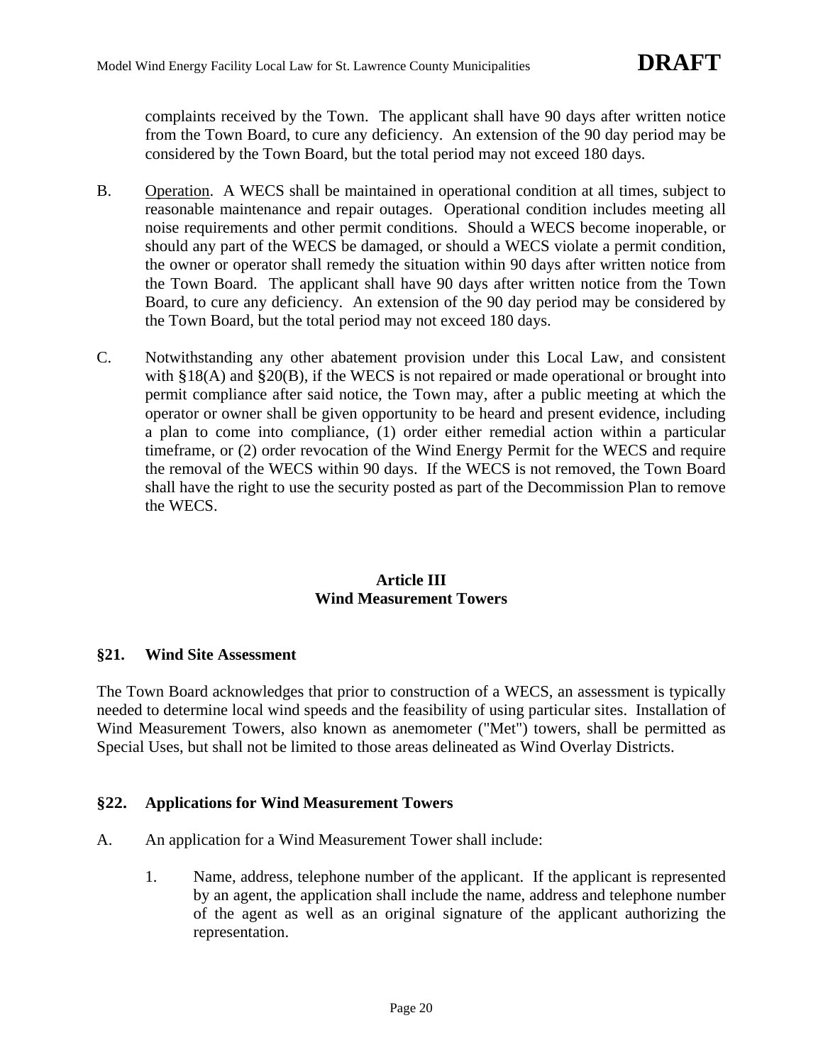complaints received by the Town. The applicant shall have 90 days after written notice from the Town Board, to cure any deficiency. An extension of the 90 day period may be considered by the Town Board, but the total period may not exceed 180 days.

B. Operation. A WECS shall be maintained in operational condition at all times, subject to reasonable maintenance and repair outages. Operational condition includes meeting all noise requirements and other permit conditions. Should a WECS become inoperable, or should any part of the WECS be damaged, or should a WECS violate a permit condition, the owner or operator shall remedy the situation within 90 days after written notice from the Town Board. The applicant shall have 90 days after written notice from the Town Board, to cure any deficiency. An extension of the 90 day period may be considered by the Town Board, but the total period may not exceed 180 days.

C. Notwithstanding any other abatement provision under this Local Law, and consistent with §18(A) and §20(B), if the WECS is not repaired or made operational or brought into permit compliance after said notice, the Town may, after a public meeting at which the operator or owner shall be given opportunity to be heard and present evidence, including a plan to come into compliance, (1) order either remedial action within a particular timeframe, or (2) order revocation of the Wind Energy Permit for the WECS and require the removal of the WECS within 90 days. If the WECS is not removed, the Town Board shall have the right to use the security posted as part of the Decommission Plan to remove the WECS.

## Article III
## Wind Measurement Towers

### §21. Wind Site Assessment

The Town Board acknowledges that prior to construction of a WECS, an assessment is typically needed to determine local wind speeds and the feasibility of using particular sites. Installation of Wind Measurement Towers, also known as anemometer ("Met") towers, shall be permitted as Special Uses, but shall not be limited to those areas delineated as Wind Overlay Districts.

### §22. Applications for Wind Measurement Towers

A. An application for a Wind Measurement Tower shall include:

1. Name, address, telephone number of the applicant. If the applicant is represented by an agent, the application shall include the name, address and telephone number of the agent as well as an original signature of the applicant authorizing the representation.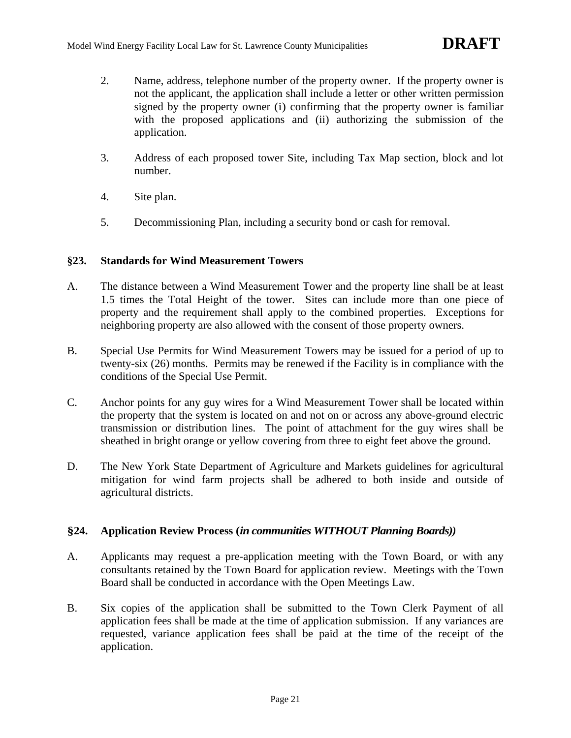2. Name, address, telephone number of the property owner. If the property owner is not the applicant, the application shall include a letter or other written permission signed by the property owner (i) confirming that the property owner is familiar with the proposed applications and (ii) authorizing the submission of the application.

3. Address of each proposed tower Site, including Tax Map section, block and lot number.

4. Site plan.

5. Decommissioning Plan, including a security bond or cash for removal.

## §23. Standards for Wind Measurement Towers

A. The distance between a Wind Measurement Tower and the property line shall be at least 1.5 times the Total Height of the tower. Sites can include more than one piece of property and the requirement shall apply to the combined properties. Exceptions for neighboring property are also allowed with the consent of those property owners.

B. Special Use Permits for Wind Measurement Towers may be issued for a period of up to twenty-six (26) months. Permits may be renewed if the Facility is in compliance with the conditions of the Special Use Permit.

C. Anchor points for any guy wires for a Wind Measurement Tower shall be located within the property that the system is located on and not on or across any above-ground electric transmission or distribution lines. The point of attachment for the guy wires shall be sheathed in bright orange or yellow covering from three to eight feet above the ground.

D. The New York State Department of Agriculture and Markets guidelines for agricultural mitigation for wind farm projects shall be adhered to both inside and outside of agricultural districts.

## §24. Application Review Process (*in communities WITHOUT Planning Boards)*)

A. Applicants may request a pre-application meeting with the Town Board, or with any consultants retained by the Town Board for application review. Meetings with the Town Board shall be conducted in accordance with the Open Meetings Law.

B. Six copies of the application shall be submitted to the Town Clerk Payment of all application fees shall be made at the time of application submission. If any variances are requested, variance application fees shall be paid at the time of the receipt of the application.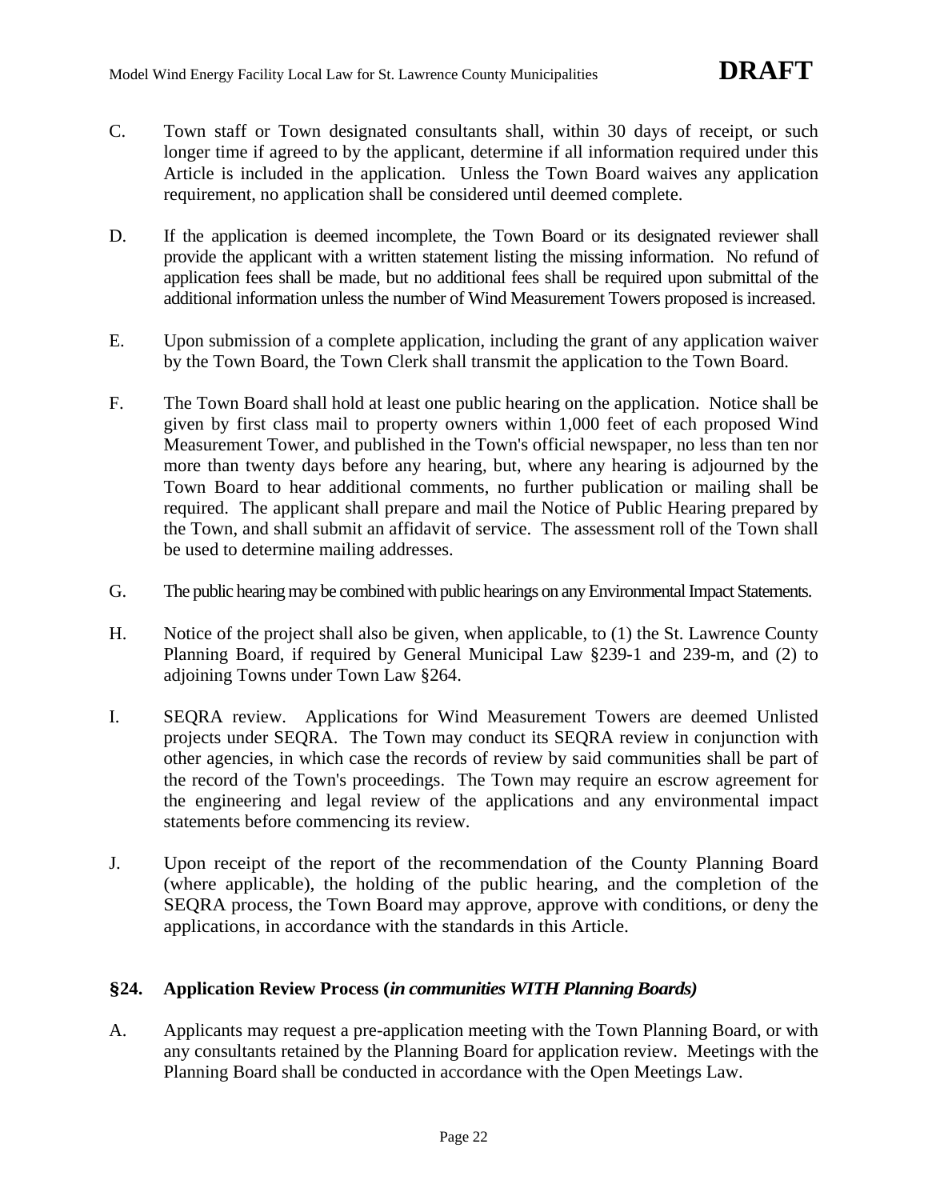C. Town staff or Town designated consultants shall, within 30 days of receipt, or such longer time if agreed to by the applicant, determine if all information required under this Article is included in the application. Unless the Town Board waives any application requirement, no application shall be considered until deemed complete.

D. If the application is deemed incomplete, the Town Board or its designated reviewer shall provide the applicant with a written statement listing the missing information. No refund of application fees shall be made, but no additional fees shall be required upon submittal of the additional information unless the number of Wind Measurement Towers proposed is increased.

E. Upon submission of a complete application, including the grant of any application waiver by the Town Board, the Town Clerk shall transmit the application to the Town Board.

F. The Town Board shall hold at least one public hearing on the application. Notice shall be given by first class mail to property owners within 1,000 feet of each proposed Wind Measurement Tower, and published in the Town's official newspaper, no less than ten nor more than twenty days before any hearing, but, where any hearing is adjourned by the Town Board to hear additional comments, no further publication or mailing shall be required. The applicant shall prepare and mail the Notice of Public Hearing prepared by the Town, and shall submit an affidavit of service. The assessment roll of the Town shall be used to determine mailing addresses.

G. The public hearing may be combined with public hearings on any Environmental Impact Statements.

H. Notice of the project shall also be given, when applicable, to (1) the St. Lawrence County Planning Board, if required by General Municipal Law §239-1 and 239-m, and (2) to adjoining Towns under Town Law §264.

I. SEQRA review. Applications for Wind Measurement Towers are deemed Unlisted projects under SEQRA. The Town may conduct its SEQRA review in conjunction with other agencies, in which case the records of review by said communities shall be part of the record of the Town's proceedings. The Town may require an escrow agreement for the engineering and legal review of the applications and any environmental impact statements before commencing its review.

J. Upon receipt of the report of the recommendation of the County Planning Board (where applicable), the holding of the public hearing, and the completion of the SEQRA process, the Town Board may approve, approve with conditions, or deny the applications, in accordance with the standards in this Article.

## §24. Application Review Process (*in communities WITH Planning Boards)*

A. Applicants may request a pre-application meeting with the Town Planning Board, or with any consultants retained by the Planning Board for application review. Meetings with the Planning Board shall be conducted in accordance with the Open Meetings Law.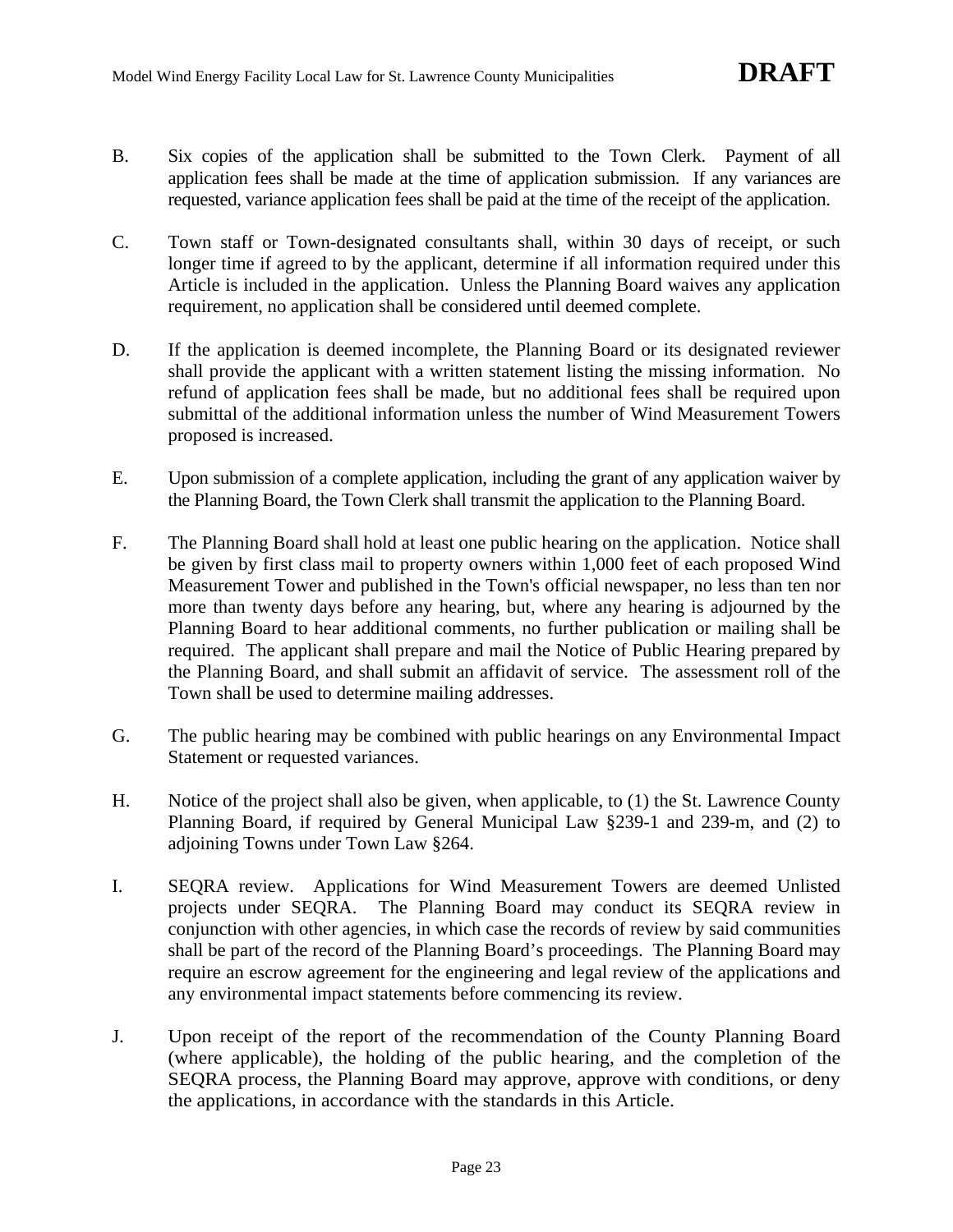B. Six copies of the application shall be submitted to the Town Clerk. Payment of all application fees shall be made at the time of application submission. If any variances are requested, variance application fees shall be paid at the time of the receipt of the application.

C. Town staff or Town-designated consultants shall, within 30 days of receipt, or such longer time if agreed to by the applicant, determine if all information required under this Article is included in the application. Unless the Planning Board waives any application requirement, no application shall be considered until deemed complete.

D. If the application is deemed incomplete, the Planning Board or its designated reviewer shall provide the applicant with a written statement listing the missing information. No refund of application fees shall be made, but no additional fees shall be required upon submittal of the additional information unless the number of Wind Measurement Towers proposed is increased.

E. Upon submission of a complete application, including the grant of any application waiver by the Planning Board, the Town Clerk shall transmit the application to the Planning Board.

F. The Planning Board shall hold at least one public hearing on the application. Notice shall be given by first class mail to property owners within 1,000 feet of each proposed Wind Measurement Tower and published in the Town's official newspaper, no less than ten nor more than twenty days before any hearing, but, where any hearing is adjourned by the Planning Board to hear additional comments, no further publication or mailing shall be required. The applicant shall prepare and mail the Notice of Public Hearing prepared by the Planning Board, and shall submit an affidavit of service. The assessment roll of the Town shall be used to determine mailing addresses.

G. The public hearing may be combined with public hearings on any Environmental Impact Statement or requested variances.

H. Notice of the project shall also be given, when applicable, to (1) the St. Lawrence County Planning Board, if required by General Municipal Law §239-1 and 239-m, and (2) to adjoining Towns under Town Law §264.

I. SEQRA review. Applications for Wind Measurement Towers are deemed Unlisted projects under SEQRA. The Planning Board may conduct its SEQRA review in conjunction with other agencies, in which case the records of review by said communities shall be part of the record of the Planning Board's proceedings. The Planning Board may require an escrow agreement for the engineering and legal review of the applications and any environmental impact statements before commencing its review.

J. Upon receipt of the report of the recommendation of the County Planning Board (where applicable), the holding of the public hearing, and the completion of the SEQRA process, the Planning Board may approve, approve with conditions, or deny the applications, in accordance with the standards in this Article.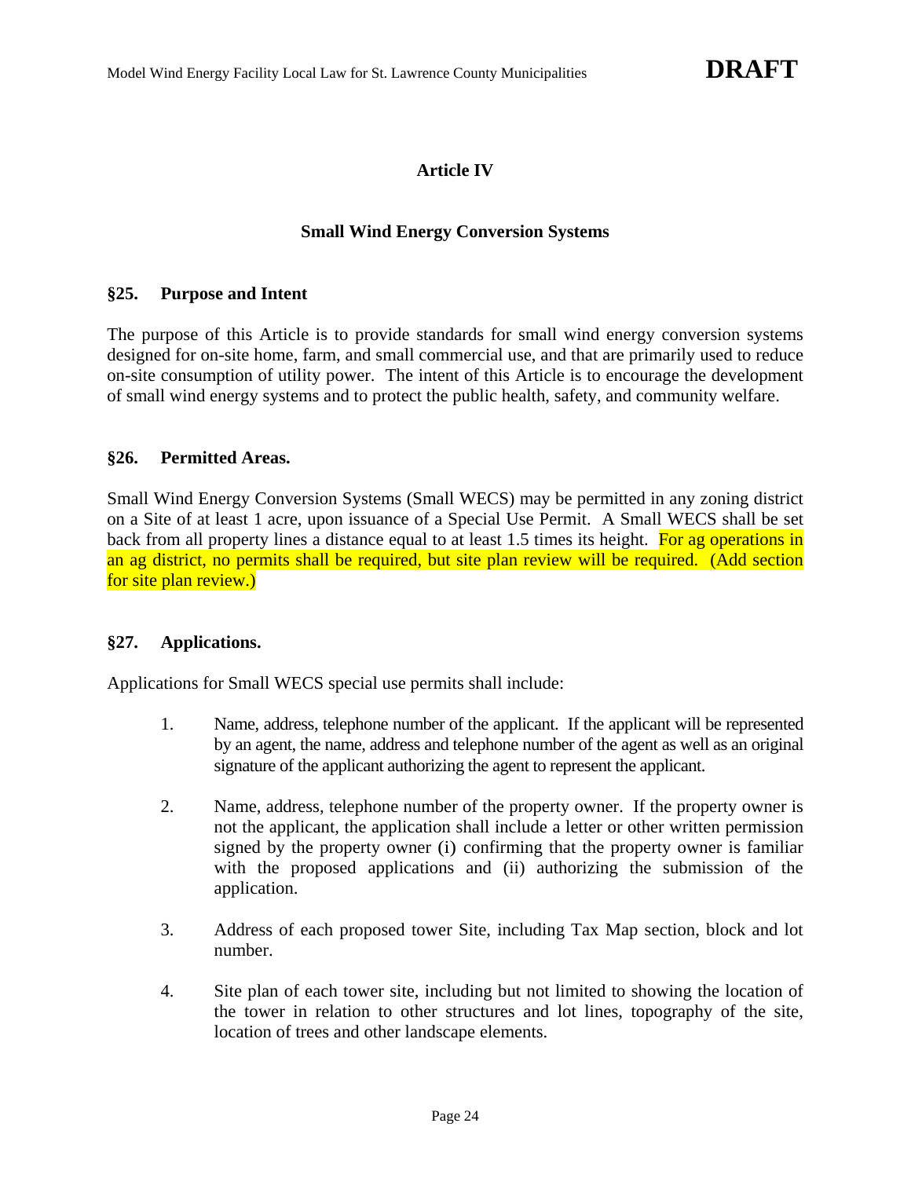# Article IV

## Small Wind Energy Conversion Systems

### §25. Purpose and Intent

The purpose of this Article is to provide standards for small wind energy conversion systems designed for on-site home, farm, and small commercial use, and that are primarily used to reduce on-site consumption of utility power. The intent of this Article is to encourage the development of small wind energy systems and to protect the public health, safety, and community welfare.

### §26. Permitted Areas.

Small Wind Energy Conversion Systems (Small WECS) may be permitted in any zoning district on a Site of at least 1 acre, upon issuance of a Special Use Permit. A Small WECS shall be set back from all property lines a distance equal to at least 1.5 times its height. For ag operations in an ag district, no permits shall be required, but site plan review will be required. (Add section for site plan review.)

### §27. Applications.

Applications for Small WECS special use permits shall include:

1. Name, address, telephone number of the applicant. If the applicant will be represented by an agent, the name, address and telephone number of the agent as well as an original signature of the applicant authorizing the agent to represent the applicant.

2. Name, address, telephone number of the property owner. If the property owner is not the applicant, the application shall include a letter or other written permission signed by the property owner (i) confirming that the property owner is familiar with the proposed applications and (ii) authorizing the submission of the application.

3. Address of each proposed tower Site, including Tax Map section, block and lot number.

4. Site plan of each tower site, including but not limited to showing the location of the tower in relation to other structures and lot lines, topography of the site, location of trees and other landscape elements.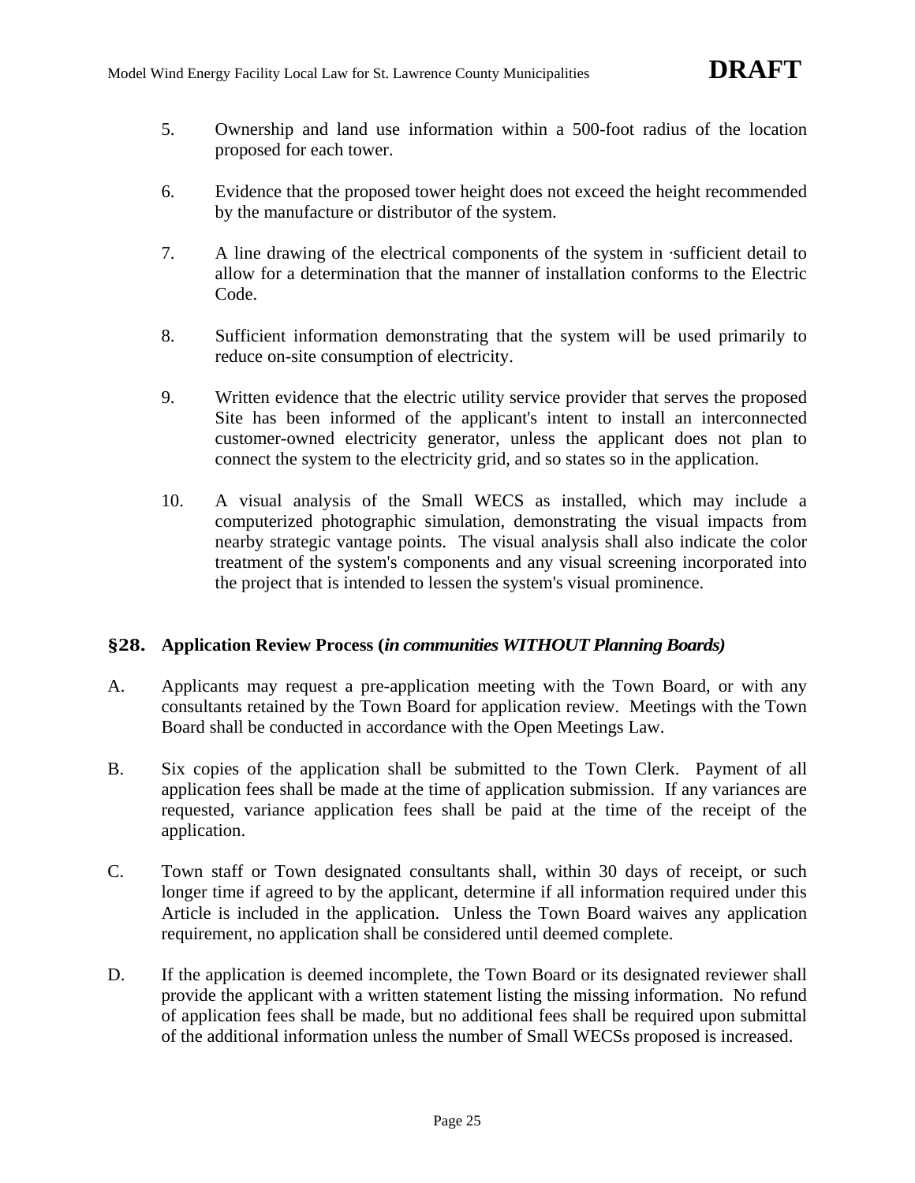5. Ownership and land use information within a 500-foot radius of the location proposed for each tower.

6. Evidence that the proposed tower height does not exceed the height recommended by the manufacture or distributor of the system.

7. A line drawing of the electrical components of the system in ·sufficient detail to allow for a determination that the manner of installation conforms to the Electric Code.

8. Sufficient information demonstrating that the system will be used primarily to reduce on-site consumption of electricity.

9. Written evidence that the electric utility service provider that serves the proposed Site has been informed of the applicant's intent to install an interconnected customer-owned electricity generator, unless the applicant does not plan to connect the system to the electricity grid, and so states so in the application.

10. A visual analysis of the Small WECS as installed, which may include a computerized photographic simulation, demonstrating the visual impacts from nearby strategic vantage points. The visual analysis shall also indicate the color treatment of the system's components and any visual screening incorporated into the project that is intended to lessen the system's visual prominence.

## §28. Application Review Process (*in communities WITHOUT Planning Boards)*

A. Applicants may request a pre-application meeting with the Town Board, or with any consultants retained by the Town Board for application review. Meetings with the Town Board shall be conducted in accordance with the Open Meetings Law.

B. Six copies of the application shall be submitted to the Town Clerk. Payment of all application fees shall be made at the time of application submission. If any variances are requested, variance application fees shall be paid at the time of the receipt of the application.

C. Town staff or Town designated consultants shall, within 30 days of receipt, or such longer time if agreed to by the applicant, determine if all information required under this Article is included in the application. Unless the Town Board waives any application requirement, no application shall be considered until deemed complete.

D. If the application is deemed incomplete, the Town Board or its designated reviewer shall provide the applicant with a written statement listing the missing information. No refund of application fees shall be made, but no additional fees shall be required upon submittal of the additional information unless the number of Small WECSs proposed is increased.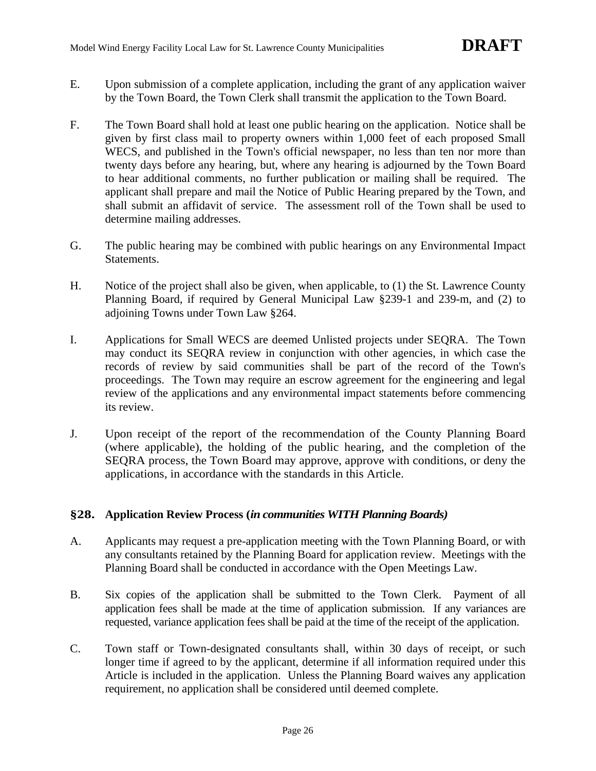E. Upon submission of a complete application, including the grant of any application waiver by the Town Board, the Town Clerk shall transmit the application to the Town Board.

F. The Town Board shall hold at least one public hearing on the application. Notice shall be given by first class mail to property owners within 1,000 feet of each proposed Small WECS, and published in the Town's official newspaper, no less than ten nor more than twenty days before any hearing, but, where any hearing is adjourned by the Town Board to hear additional comments, no further publication or mailing shall be required. The applicant shall prepare and mail the Notice of Public Hearing prepared by the Town, and shall submit an affidavit of service. The assessment roll of the Town shall be used to determine mailing addresses.

G. The public hearing may be combined with public hearings on any Environmental Impact Statements.

H. Notice of the project shall also be given, when applicable, to (1) the St. Lawrence County Planning Board, if required by General Municipal Law §239-1 and 239-m, and (2) to adjoining Towns under Town Law §264.

I. Applications for Small WECS are deemed Unlisted projects under SEQRA. The Town may conduct its SEQRA review in conjunction with other agencies, in which case the records of review by said communities shall be part of the record of the Town's proceedings. The Town may require an escrow agreement for the engineering and legal review of the applications and any environmental impact statements before commencing its review.

J. Upon receipt of the report of the recommendation of the County Planning Board (where applicable), the holding of the public hearing, and the completion of the SEQRA process, the Town Board may approve, approve with conditions, or deny the applications, in accordance with the standards in this Article.

### §28. Application Review Process (*in communities WITH Planning Boards)*

A. Applicants may request a pre-application meeting with the Town Planning Board, or with any consultants retained by the Planning Board for application review. Meetings with the Planning Board shall be conducted in accordance with the Open Meetings Law.

B. Six copies of the application shall be submitted to the Town Clerk. Payment of all application fees shall be made at the time of application submission. If any variances are requested, variance application fees shall be paid at the time of the receipt of the application.

C. Town staff or Town-designated consultants shall, within 30 days of receipt, or such longer time if agreed to by the applicant, determine if all information required under this Article is included in the application. Unless the Planning Board waives any application requirement, no application shall be considered until deemed complete.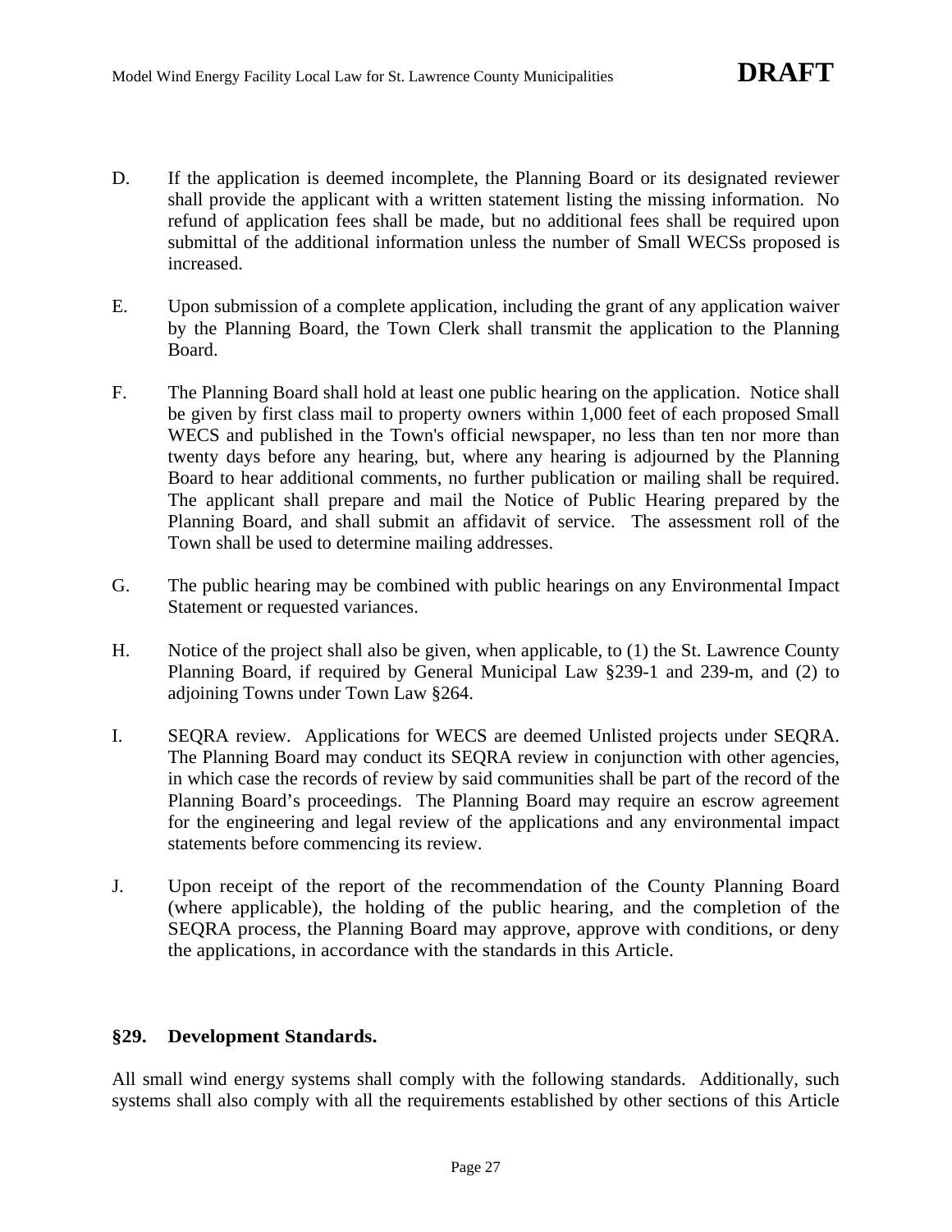D. If the application is deemed incomplete, the Planning Board or its designated reviewer shall provide the applicant with a written statement listing the missing information. No refund of application fees shall be made, but no additional fees shall be required upon submittal of the additional information unless the number of Small WECSs proposed is increased.

E. Upon submission of a complete application, including the grant of any application waiver by the Planning Board, the Town Clerk shall transmit the application to the Planning Board.

F. The Planning Board shall hold at least one public hearing on the application. Notice shall be given by first class mail to property owners within 1,000 feet of each proposed Small WECS and published in the Town's official newspaper, no less than ten nor more than twenty days before any hearing, but, where any hearing is adjourned by the Planning Board to hear additional comments, no further publication or mailing shall be required. The applicant shall prepare and mail the Notice of Public Hearing prepared by the Planning Board, and shall submit an affidavit of service. The assessment roll of the Town shall be used to determine mailing addresses.

G. The public hearing may be combined with public hearings on any Environmental Impact Statement or requested variances.

H. Notice of the project shall also be given, when applicable, to (1) the St. Lawrence County Planning Board, if required by General Municipal Law §239-1 and 239-m, and (2) to adjoining Towns under Town Law §264.

I. SEQRA review. Applications for WECS are deemed Unlisted projects under SEQRA. The Planning Board may conduct its SEQRA review in conjunction with other agencies, in which case the records of review by said communities shall be part of the record of the Planning Board's proceedings. The Planning Board may require an escrow agreement for the engineering and legal review of the applications and any environmental impact statements before commencing its review.

J. Upon receipt of the report of the recommendation of the County Planning Board (where applicable), the holding of the public hearing, and the completion of the SEQRA process, the Planning Board may approve, approve with conditions, or deny the applications, in accordance with the standards in this Article.

## §29. Development Standards.

All small wind energy systems shall comply with the following standards. Additionally, such systems shall also comply with all the requirements established by other sections of this Article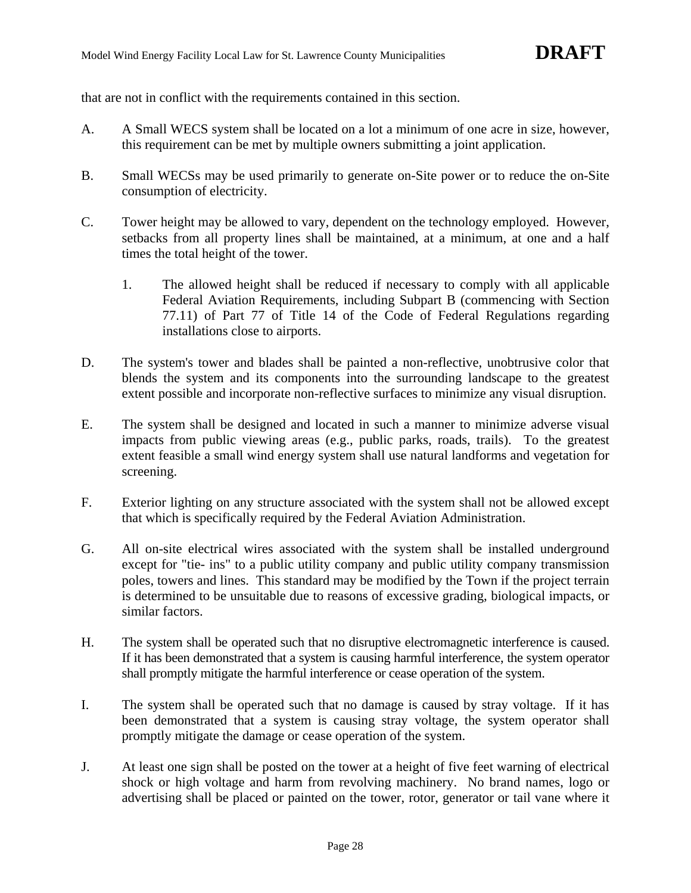that are not in conflict with the requirements contained in this section.

A. A Small WECS system shall be located on a lot a minimum of one acre in size, however, this requirement can be met by multiple owners submitting a joint application.

B. Small WECSs may be used primarily to generate on-Site power or to reduce the on-Site consumption of electricity.

C. Tower height may be allowed to vary, dependent on the technology employed. However, setbacks from all property lines shall be maintained, at a minimum, at one and a half times the total height of the tower.

   1. The allowed height shall be reduced if necessary to comply with all applicable Federal Aviation Requirements, including Subpart B (commencing with Section 77.11) of Part 77 of Title 14 of the Code of Federal Regulations regarding installations close to airports.

D. The system's tower and blades shall be painted a non-reflective, unobtrusive color that blends the system and its components into the surrounding landscape to the greatest extent possible and incorporate non-reflective surfaces to minimize any visual disruption.

E. The system shall be designed and located in such a manner to minimize adverse visual impacts from public viewing areas (e.g., public parks, roads, trails). To the greatest extent feasible a small wind energy system shall use natural landforms and vegetation for screening.

F. Exterior lighting on any structure associated with the system shall not be allowed except that which is specifically required by the Federal Aviation Administration.

G. All on-site electrical wires associated with the system shall be installed underground except for "tie- ins" to a public utility company and public utility company transmission poles, towers and lines. This standard may be modified by the Town if the project terrain is determined to be unsuitable due to reasons of excessive grading, biological impacts, or similar factors.

H. The system shall be operated such that no disruptive electromagnetic interference is caused. If it has been demonstrated that a system is causing harmful interference, the system operator shall promptly mitigate the harmful interference or cease operation of the system.

I. The system shall be operated such that no damage is caused by stray voltage. If it has been demonstrated that a system is causing stray voltage, the system operator shall promptly mitigate the damage or cease operation of the system.

J. At least one sign shall be posted on the tower at a height of five feet warning of electrical shock or high voltage and harm from revolving machinery. No brand names, logo or advertising shall be placed or painted on the tower, rotor, generator or tail vane where it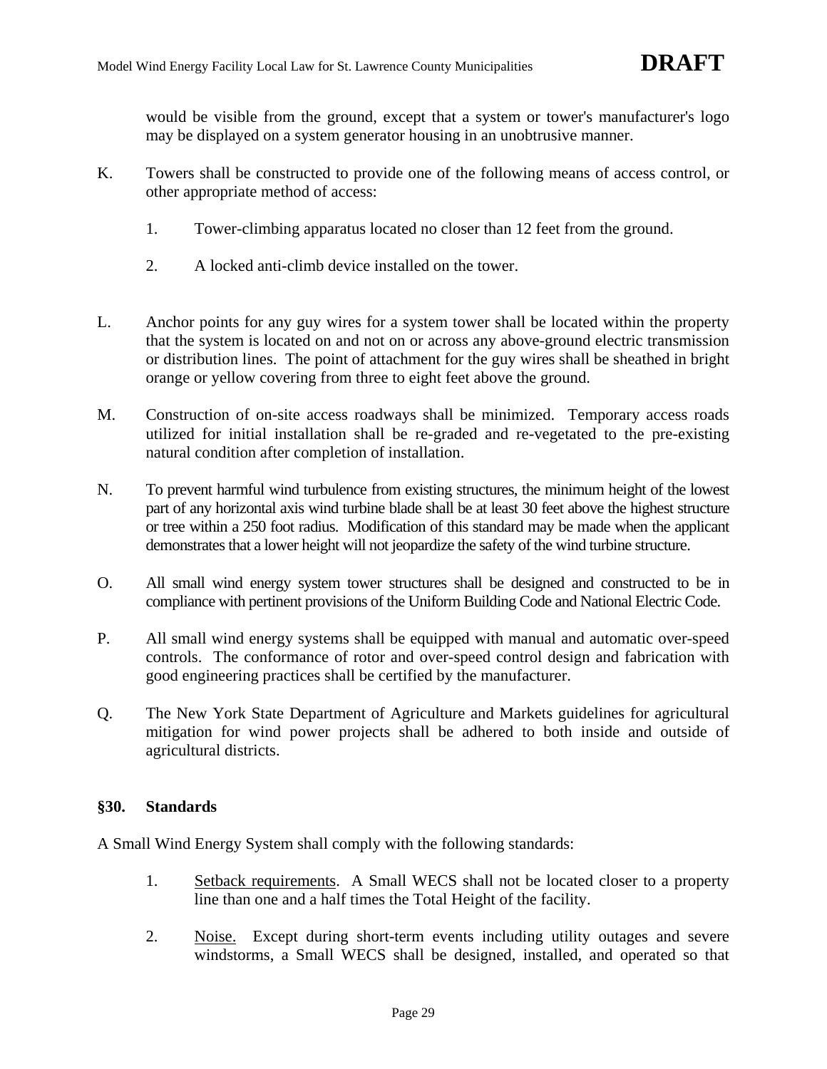would be visible from the ground, except that a system or tower's manufacturer's logo may be displayed on a system generator housing in an unobtrusive manner.

K. Towers shall be constructed to provide one of the following means of access control, or other appropriate method of access:

   1. Tower-climbing apparatus located no closer than 12 feet from the ground.

   2. A locked anti-climb device installed on the tower.

L. Anchor points for any guy wires for a system tower shall be located within the property that the system is located on and not on or across any above-ground electric transmission or distribution lines. The point of attachment for the guy wires shall be sheathed in bright orange or yellow covering from three to eight feet above the ground.

M. Construction of on-site access roadways shall be minimized. Temporary access roads utilized for initial installation shall be re-graded and re-vegetated to the pre-existing natural condition after completion of installation.

N. To prevent harmful wind turbulence from existing structures, the minimum height of the lowest part of any horizontal axis wind turbine blade shall be at least 30 feet above the highest structure or tree within a 250 foot radius. Modification of this standard may be made when the applicant demonstrates that a lower height will not jeopardize the safety of the wind turbine structure.

O. All small wind energy system tower structures shall be designed and constructed to be in compliance with pertinent provisions of the Uniform Building Code and National Electric Code.

P. All small wind energy systems shall be equipped with manual and automatic over-speed controls. The conformance of rotor and over-speed control design and fabrication with good engineering practices shall be certified by the manufacturer.

Q. The New York State Department of Agriculture and Markets guidelines for agricultural mitigation for wind power projects shall be adhered to both inside and outside of agricultural districts.

### §30. Standards

A Small Wind Energy System shall comply with the following standards:

1. Setback requirements. A Small WECS shall not be located closer to a property line than one and a half times the Total Height of the facility.

2. Noise. Except during short-term events including utility outages and severe windstorms, a Small WECS shall be designed, installed, and operated so that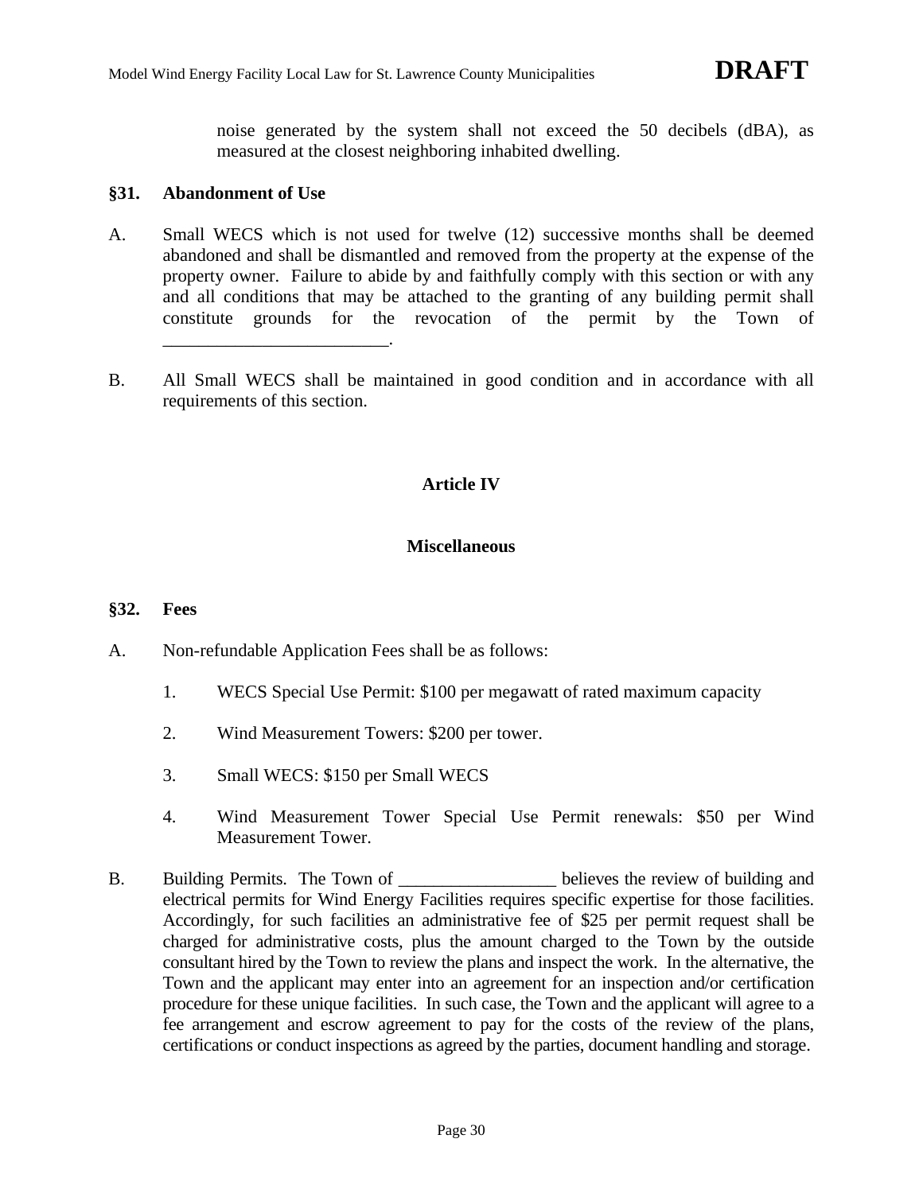noise generated by the system shall not exceed the 50 decibels (dBA), as measured at the closest neighboring inhabited dwelling.

### §31. Abandonment of Use

A. Small WECS which is not used for twelve (12) successive months shall be deemed abandoned and shall be dismantled and removed from the property at the expense of the property owner. Failure to abide by and faithfully comply with this section or with any and all conditions that may be attached to the granting of any building permit shall constitute grounds for the revocation of the permit by the Town of _________________________.

B. All Small WECS shall be maintained in good condition and in accordance with all requirements of this section.

## Article IV

## Miscellaneous

### §32. Fees

A. Non-refundable Application Fees shall be as follows:

1. WECS Special Use Permit: $100 per megawatt of rated maximum capacity

2. Wind Measurement Towers: $200 per tower.

3. Small WECS: $150 per Small WECS

4. Wind Measurement Tower Special Use Permit renewals: $50 per Wind Measurement Tower.

B. Building Permits. The Town of __________________ believes the review of building and electrical permits for Wind Energy Facilities requires specific expertise for those facilities. Accordingly, for such facilities an administrative fee of $25 per permit request shall be charged for administrative costs, plus the amount charged to the Town by the outside consultant hired by the Town to review the plans and inspect the work. In the alternative, the Town and the applicant may enter into an agreement for an inspection and/or certification procedure for these unique facilities. In such case, the Town and the applicant will agree to a fee arrangement and escrow agreement to pay for the costs of the review of the plans, certifications or conduct inspections as agreed by the parties, document handling and storage.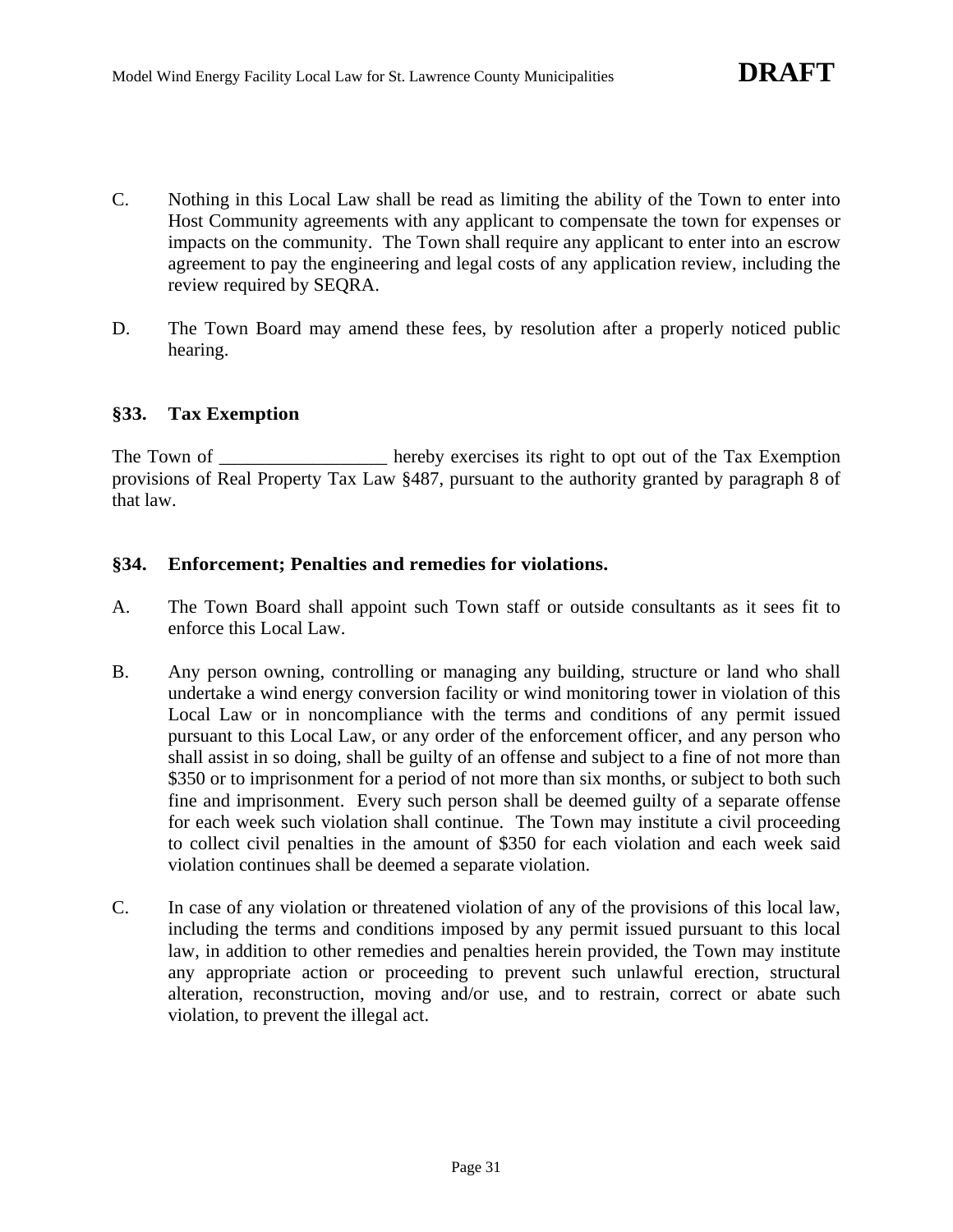C. Nothing in this Local Law shall be read as limiting the ability of the Town to enter into Host Community agreements with any applicant to compensate the town for expenses or impacts on the community. The Town shall require any applicant to enter into an escrow agreement to pay the engineering and legal costs of any application review, including the review required by SEQRA.

D. The Town Board may amend these fees, by resolution after a properly noticed public hearing.

### §33. Tax Exemption

The Town of __________________ hereby exercises its right to opt out of the Tax Exemption provisions of Real Property Tax Law §487, pursuant to the authority granted by paragraph 8 of that law.

### §34. Enforcement; Penalties and remedies for violations.

A. The Town Board shall appoint such Town staff or outside consultants as it sees fit to enforce this Local Law.

B. Any person owning, controlling or managing any building, structure or land who shall undertake a wind energy conversion facility or wind monitoring tower in violation of this Local Law or in noncompliance with the terms and conditions of any permit issued pursuant to this Local Law, or any order of the enforcement officer, and any person who shall assist in so doing, shall be guilty of an offense and subject to a fine of not more than $350 or to imprisonment for a period of not more than six months, or subject to both such fine and imprisonment. Every such person shall be deemed guilty of a separate offense for each week such violation shall continue. The Town may institute a civil proceeding to collect civil penalties in the amount of $350 for each violation and each week said violation continues shall be deemed a separate violation.

C. In case of any violation or threatened violation of any of the provisions of this local law, including the terms and conditions imposed by any permit issued pursuant to this local law, in addition to other remedies and penalties herein provided, the Town may institute any appropriate action or proceeding to prevent such unlawful erection, structural alteration, reconstruction, moving and/or use, and to restrain, correct or abate such violation, to prevent the illegal act.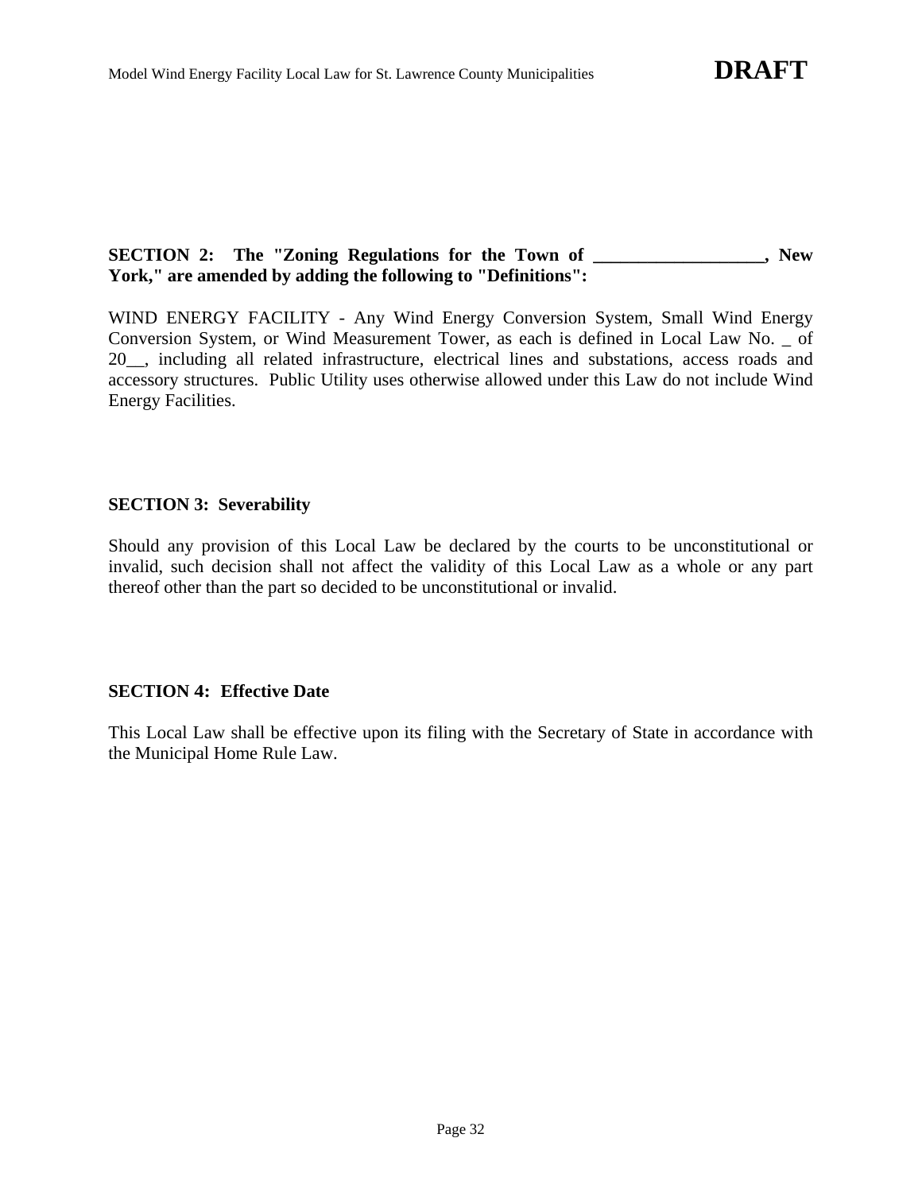**SECTION 2: The "Zoning Regulations for the Town of ___________________, New York," are amended by adding the following to "Definitions":**

WIND ENERGY FACILITY - Any Wind Energy Conversion System, Small Wind Energy Conversion System, or Wind Measurement Tower, as each is defined in Local Law No. _ of 20__, including all related infrastructure, electrical lines and substations, access roads and accessory structures. Public Utility uses otherwise allowed under this Law do not include Wind Energy Facilities.

**SECTION 3: Severability**

Should any provision of this Local Law be declared by the courts to be unconstitutional or invalid, such decision shall not affect the validity of this Local Law as a whole or any part thereof other than the part so decided to be unconstitutional or invalid.

**SECTION 4: Effective Date**

This Local Law shall be effective upon its filing with the Secretary of State in accordance with the Municipal Home Rule Law.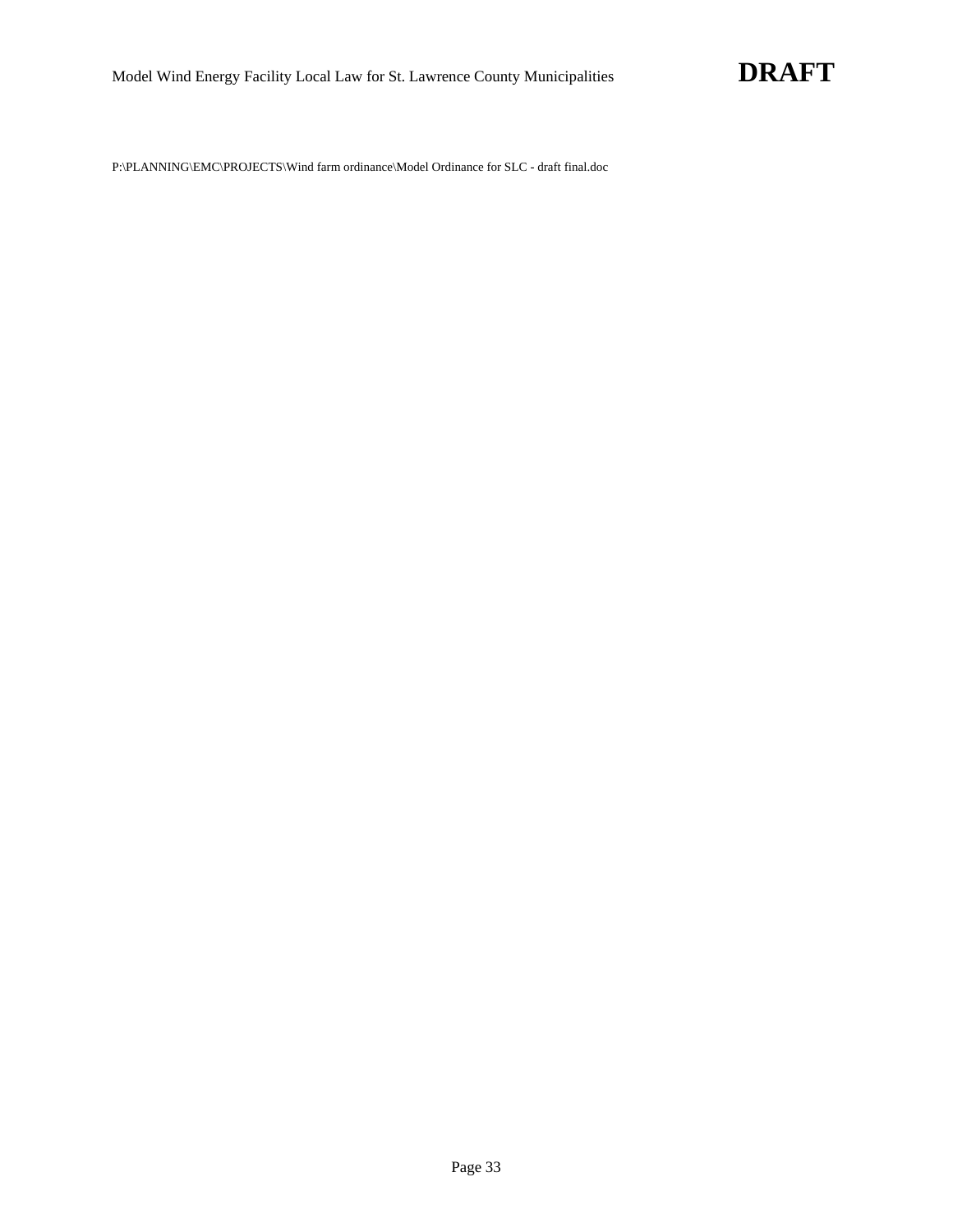P:\PLANNING\EMC\PROJECTS\Wind farm ordinance\Model Ordinance for SLC - draft final.doc